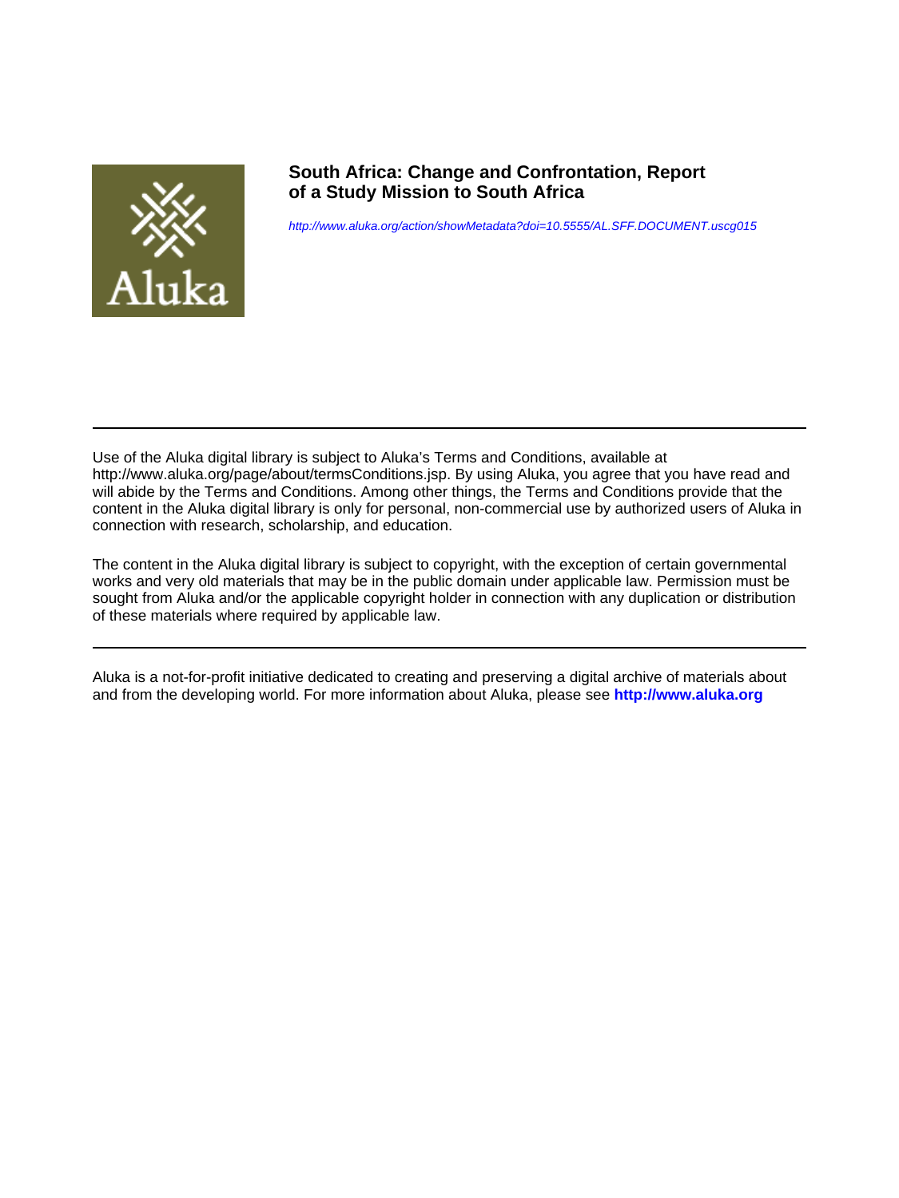# South Africa: Change and Confrontation, Report of a Study Mission to South Africa

http://www.aluka.org/action/showMetadata?doi=10.5555/AL.SFF.DOCUMENT.uscg015

Use of the Aluka digital library is subject to Aluka's Terms and Conditions, available at http://www.aluka.org/page/about/termsConditions.jsp. By using Aluka, you agree that you have read and will abide by the Terms and Conditions. Among other things, the Terms and Conditions provide that the content in the Aluka digital library is only for personal, non-commercial use by authorized users of Aluka in connection with research, scholarship, and education.

The content in the Aluka digital library is subject to copyright, with the exception of certain governmental works and very old materials that may be in the public domain under applicable law. Permission must be sought from Aluka and/or the applicable copyright holder in connection with any duplication or distribution of these materials where required by applicable law.

Aluka is a not-for-profit initiative dedicated to creating and preserving a digital archive of materials about and from the developing world. For more information about Aluka, please see **http://www.aluka.org**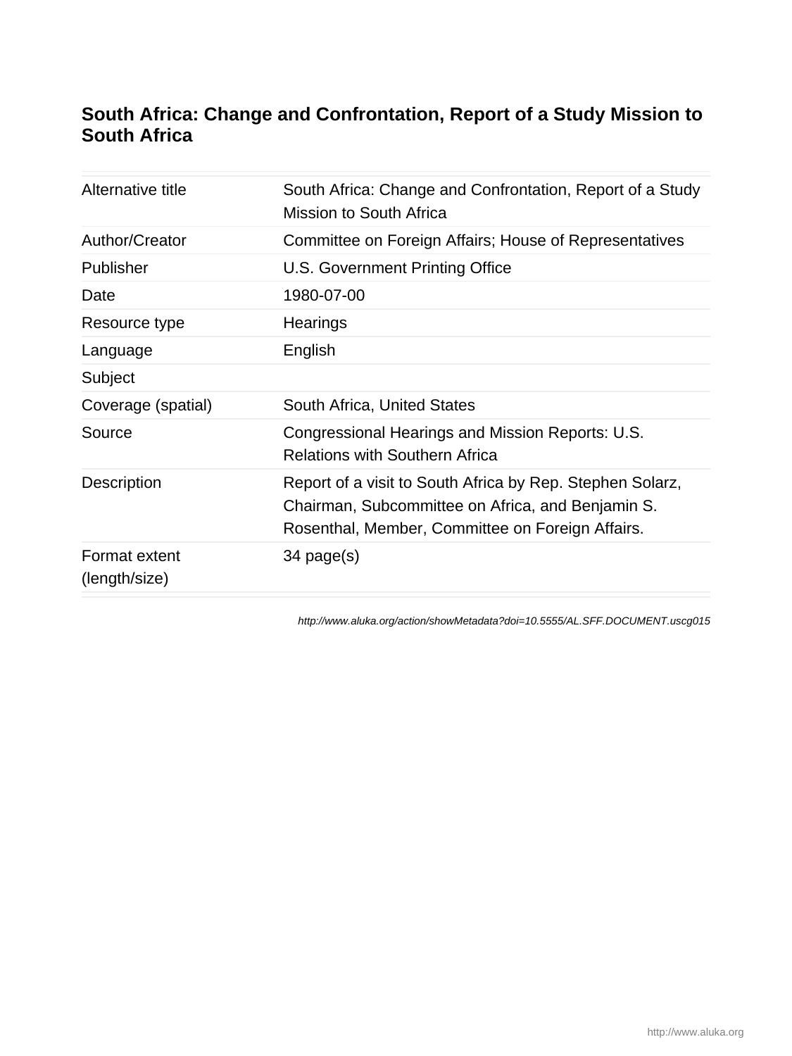# South Africa: Change and Confrontation, Report of a Study Mission to South Africa

| | |
|---|---|
| Alternative title | South Africa: Change and Confrontation, Report of a Study Mission to South Africa |
| Author/Creator | Committee on Foreign Affairs; House of Representatives |
| Publisher | U.S. Government Printing Office |
| Date | 1980-07-00 |
| Resource type | Hearings |
| Language | English |
| Subject | |
| Coverage (spatial) | South Africa, United States |
| Source | Congressional Hearings and Mission Reports: U.S. Relations with Southern Africa |
| Description | Report of a visit to South Africa by Rep. Stephen Solarz, Chairman, Subcommittee on Africa, and Benjamin S. Rosenthal, Member, Committee on Foreign Affairs. |
| Format extent (length/size) | 34 page(s) |

*http://www.aluka.org/action/showMetadata?doi=10.5555/AL.SFF.DOCUMENT.uscg015*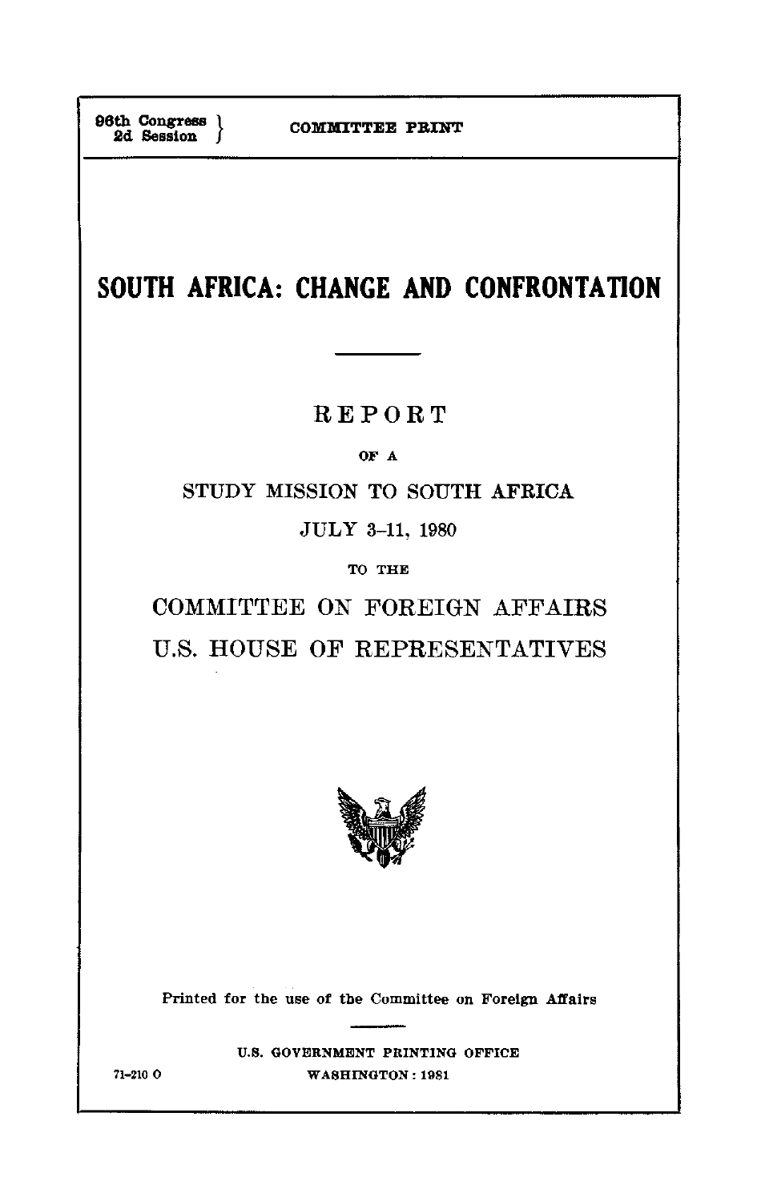96th Congress }
2d Session }

COMMITTEE PRINT

# SOUTH AFRICA: CHANGE AND CONFRONTATION

---

## REPORT

OF A

STUDY MISSION TO SOUTH AFRICA

JULY 3-11, 1980

TO THE

COMMITTEE ON FOREIGN AFFAIRS

U.S. HOUSE OF REPRESENTATIVES

Printed for the use of the Committee on Foreign Affairs

---

U.S. GOVERNMENT PRINTING OFFICE

71-210 O WASHINGTON : 1981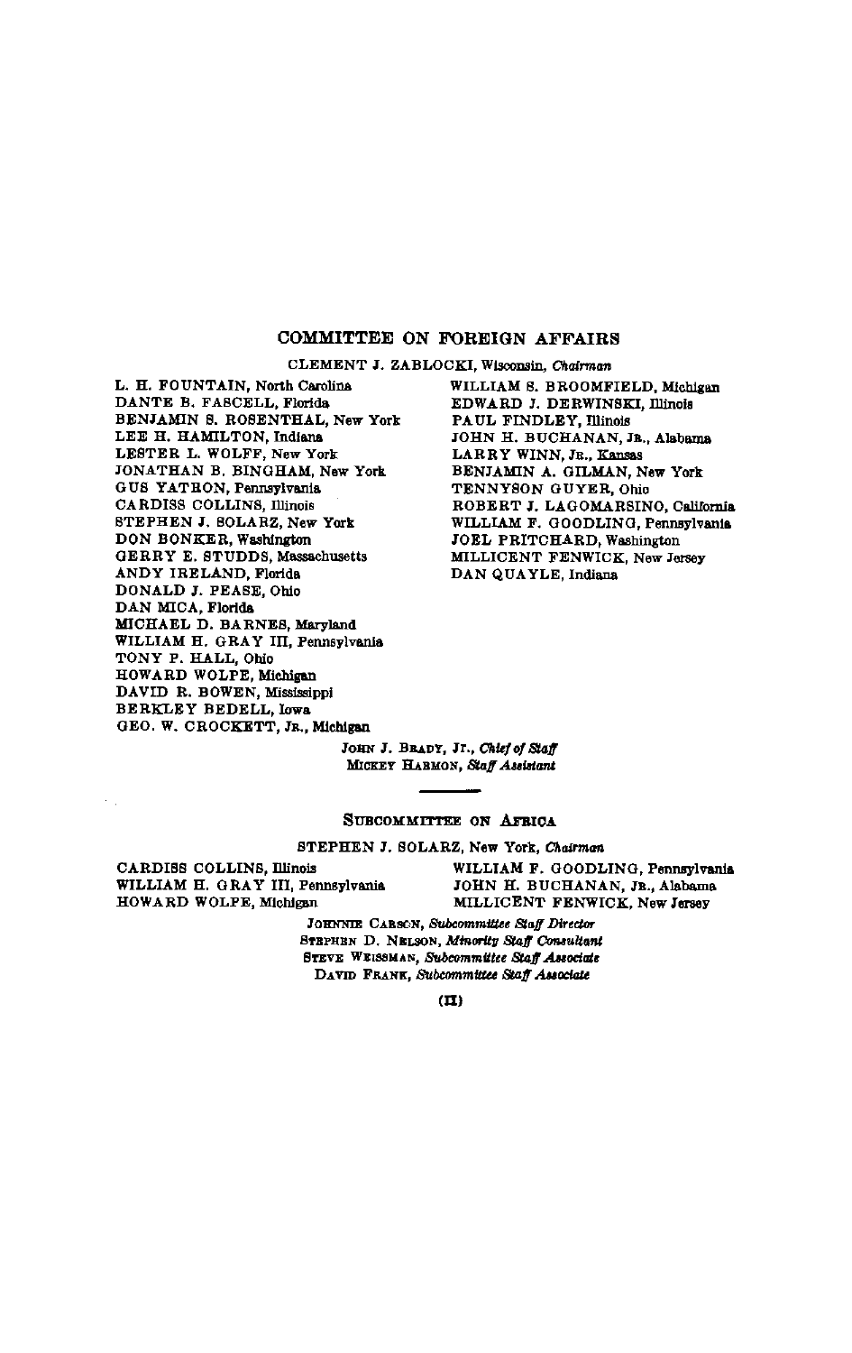## COMMITTEE ON FOREIGN AFFAIRS

CLEMENT J. ZABLOCKI, Wisconsin, *Chairman*

L. H. FOUNTAIN, North Carolina
DANTE B. FASCELL, Florida
BENJAMIN S. ROSENTHAL, New York
LEE H. HAMILTON, Indiana
LESTER L. WOLFF, New York
JONATHAN B. BINGHAM, New York
GUS YATRON, Pennsylvania
CARDISS COLLINS, Illinois
STEPHEN J. SOLARZ, New York
DON BONKER, Washington
GERRY E. STUDDS, Massachusetts
ANDY IRELAND, Florida
DONALD J. PEASE, Ohio
DAN MICA, Florida
MICHAEL D. BARNES, Maryland
WILLIAM H. GRAY III, Pennsylvania
TONY P. HALL, Ohio
HOWARD WOLPE, Michigan
DAVID R. BOWEN, Mississippi
BERKLEY BEDELL, Iowa
GEO. W. CROCKETT, JR., Michigan

WILLIAM S. BROOMFIELD, Michigan
EDWARD J. DERWINSKI, Illinois
PAUL FINDLEY, Illinois
JOHN H. BUCHANAN, JR., Alabama
LARRY WINN, JR., Kansas
BENJAMIN A. GILMAN, New York
TENNYSON GUYER, Ohio
ROBERT J. LAGOMARSINO, California
WILLIAM F. GOODLING, Pennsylvania
JOEL PRITCHARD, Washington
MILLICENT FENWICK, New Jersey
DAN QUAYLE, Indiana

JOHN J. BRADY, Jr., *Chief of Staff*
MICKEY HARMON, *Staff Assistant*

---

### SUBCOMMITTEE ON AFRICA

STEPHEN J. SOLARZ, New York, *Chairman*

CARDISS COLLINS, Illinois
WILLIAM H. GRAY III, Pennsylvania
HOWARD WOLPE, Michigan

WILLIAM F. GOODLING, Pennsylvania
JOHN H. BUCHANAN, JR., Alabama
MILLICENT FENWICK, New Jersey

JOHNNIE CARSON, *Subcommittee Staff Director*
STEPHEN D. NELSON, *Minority Staff Consultant*
STEVE WEISSMAN, *Subcommittee Staff Associate*
DAVID FRANK, *Subcommittee Staff Associate*

(II)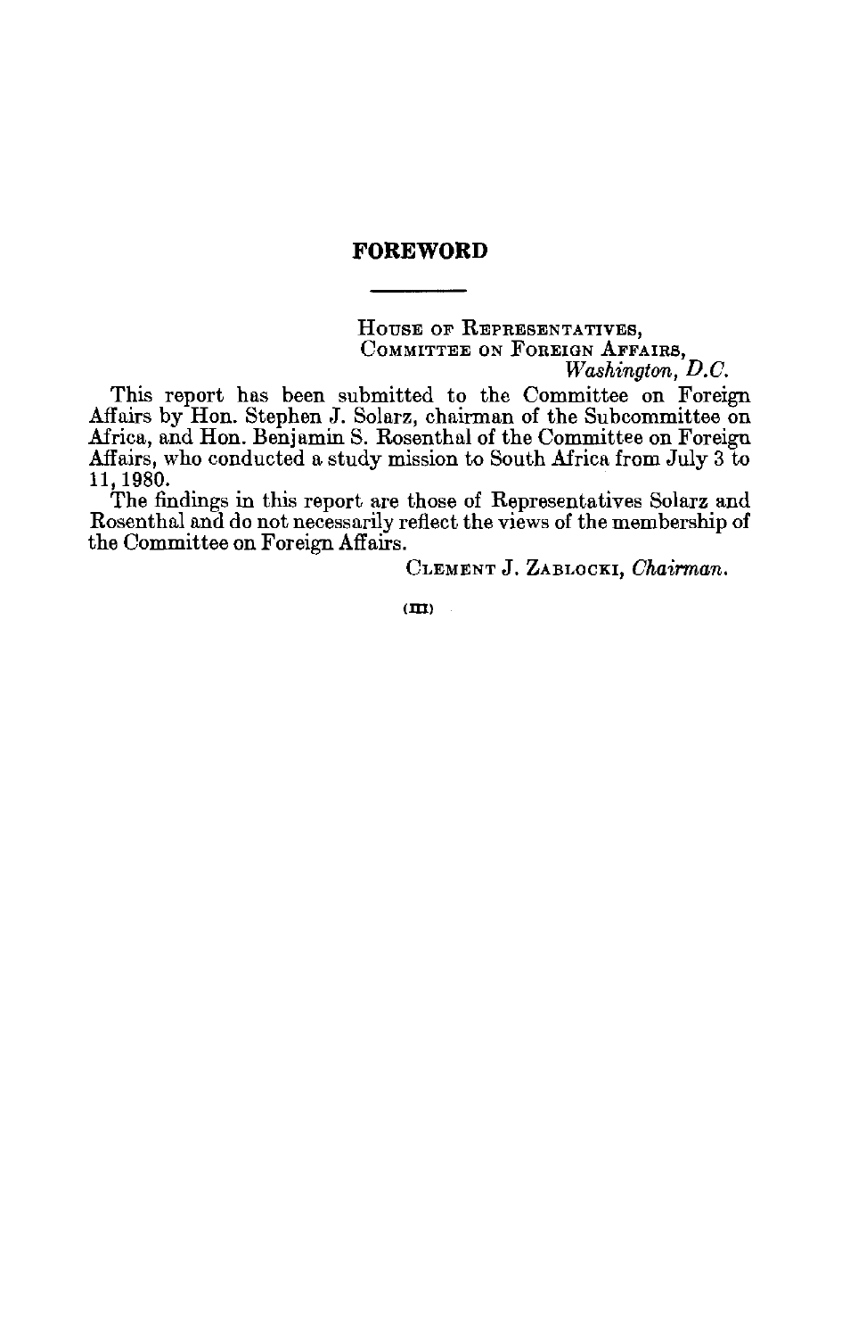# FOREWORD

House of Representatives,
Committee on Foreign Affairs,
*Washington, D.C.*

This report has been submitted to the Committee on Foreign Affairs by Hon. Stephen J. Solarz, chairman of the Subcommittee on Africa, and Hon. Benjamin S. Rosenthal of the Committee on Foreign Affairs, who conducted a study mission to South Africa from July 3 to 11, 1980.

The findings in this report are those of Representatives Solarz and Rosenthal and do not necessarily reflect the views of the membership of the Committee on Foreign Affairs.

Clement J. Zablocki, *Chairman.*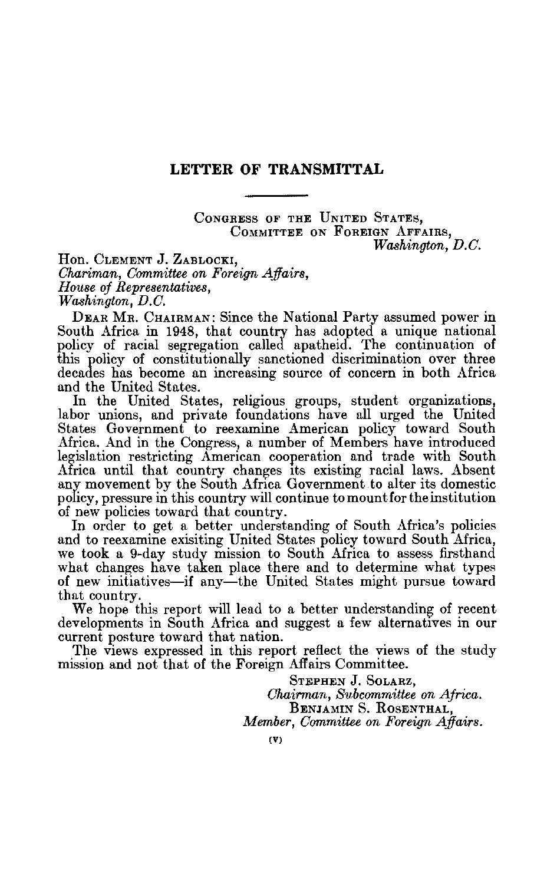## LETTER OF TRANSMITTAL

CONGRESS OF THE UNITED STATES,
COMMITTEE ON FOREIGN AFFAIRS,
*Washington, D.C.*

Hon. CLEMENT J. ZABLOCKI,
*Chariman, Committee on Foreign Affairs,*
*House of Representatives,*
*Washington, D.C.*

DEAR MR. CHAIRMAN: Since the National Party assumed power in South Africa in 1948, that country has adopted a unique national policy of racial segregation called apatheid. The continuation of this policy of constitutionally sanctioned discrimination over three decades has become an increasing source of concern in both Africa and the United States.

In the United States, religious groups, student organizations, labor unions, and private foundations have all urged the United States Government to reexamine American policy toward South Africa. And in the Congress, a number of Members have introduced legislation restricting American cooperation and trade with South Africa until that country changes its existing racial laws. Absent any movement by the South Africa Government to alter its domestic policy, pressure in this country will continue to mount for the institution of new policies toward that country.

In order to get a better understanding of South Africa's policies and to reexamine exisiting United States policy toward South Africa, we took a 9-day study mission to South Africa to assess firsthand what changes have taken place there and to determine what types of new initiatives—if any—the United States might pursue toward that country.

We hope this report will lead to a better understanding of recent developments in South Africa and suggest a few alternatives in our current posture toward that nation.

The views expressed in this report reflect the views of the study mission and not that of the Foreign Affairs Committee.

STEPHEN J. SOLARZ,
*Chairman, Subcommittee on Africa.*
BENJAMIN S. ROSENTHAL,
*Member, Committee on Foreign Affairs.*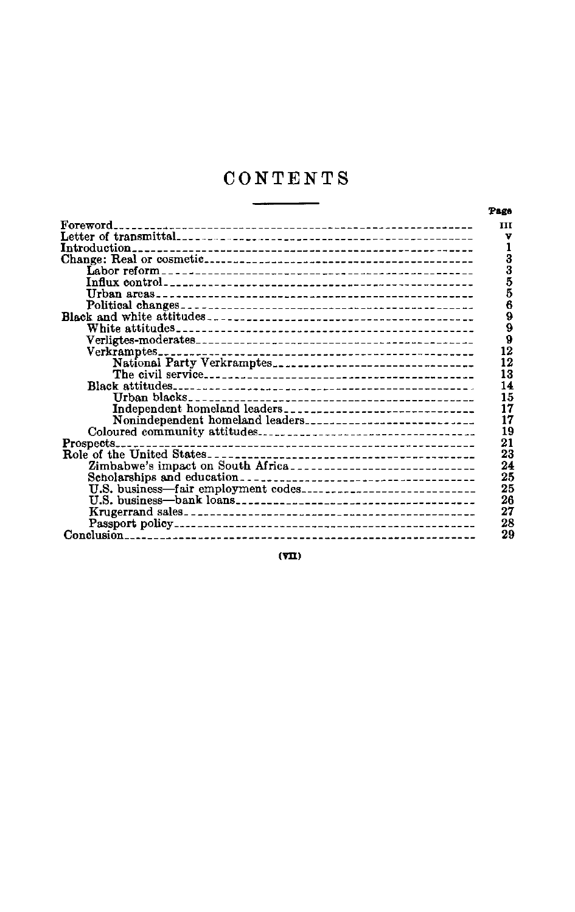# CONTENTS

| | Page |
|---|---|
| Foreword | III |
| Letter of transmittal | V |
| Introduction | 1 |
| Change: Real or cosmetic | 3 |
| Labor reform | 3 |
| Influx control | 5 |
| Urban areas | 5 |
| Political changes | 6 |
| Black and white attitudes | 9 |
| White attitudes | 9 |
| Verligtes-moderates | 9 |
| Verkramptes | 12 |
| National Party Verkramptes | 12 |
| The civil service | 13 |
| Black attitudes | 14 |
| Urban blacks | 15 |
| Independent homeland leaders | 17 |
| Nonindependent homeland leaders | 17 |
| Coloured community attitudes | 19 |
| Prospects | 21 |
| Role of the United States | 23 |
| Zimbabwe's impact on South Africa | 24 |
| Scholarships and education | 25 |
| U.S. business—fair employment codes | 25 |
| U.S. business—bank loans | 26 |
| Krugerrand sales | 27 |
| Passport policy | 28 |
| Conclusion | 29 |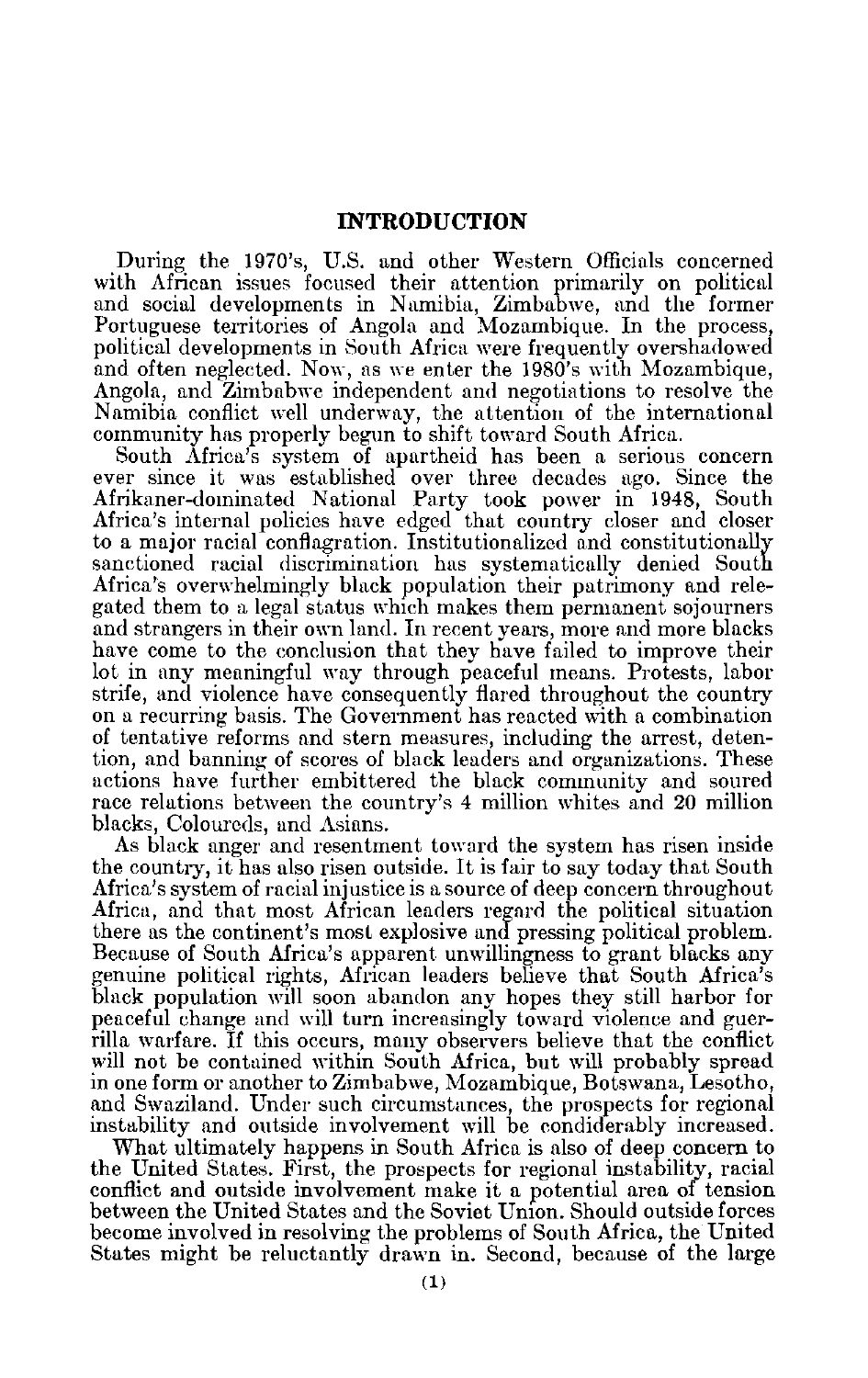## INTRODUCTION

During the 1970's, U.S. and other Western Officials concerned with African issues focused their attention primarily on political and social developments in Namibia, Zimbabwe, and the former Portuguese territories of Angola and Mozambique. In the process, political developments in South Africa were frequently overshadowed and often neglected. Now, as we enter the 1980's with Mozambique, Angola, and Zimbabwe independent and negotiations to resolve the Namibia conflict well underway, the attention of the international community has properly begun to shift toward South Africa.

South Africa's system of apartheid has been a serious concern ever since it was established over three decades ago. Since the Afrikaner-dominated National Party took power in 1948, South Africa's internal policies have edged that country closer and closer to a major racial conflagration. Institutionalized and constitutionally sanctioned racial discrimination has systematically denied South Africa's overwhelmingly black population their patrimony and relegated them to a legal status which makes them permanent sojourners and strangers in their own land. In recent years, more and more blacks have come to the conclusion that they have failed to improve their lot in any meaningful way through peaceful means. Protests, labor strife, and violence have consequently flared throughout the country on a recurring basis. The Government has reacted with a combination of tentative reforms and stern measures, including the arrest, detention, and banning of scores of black leaders and organizations. These actions have further embittered the black community and soured race relations between the country's 4 million whites and 20 million blacks, Coloureds, and Asians.

As black anger and resentment toward the system has risen inside the country, it has also risen outside. It is fair to say today that South Africa's system of racial injustice is a source of deep concern throughout Africa, and that most African leaders regard the political situation there as the continent's most explosive and pressing political problem. Because of South Africa's apparent unwillingness to grant blacks any genuine political rights, African leaders believe that South Africa's black population will soon abandon any hopes they still harbor for peaceful change and will turn increasingly toward violence and guerrilla warfare. If this occurs, many observers believe that the conflict will not be contained within South Africa, but will probably spread in one form or another to Zimbabwe, Mozambique, Botswana, Lesotho, and Swaziland. Under such circumstances, the prospects for regional instability and outside involvement will be condiderably increased.

What ultimately happens in South Africa is also of deep concern to the United States. First, the prospects for regional instability, racial conflict and outside involvement make it a potential area of tension between the United States and the Soviet Union. Should outside forces become involved in resolving the problems of South Africa, the United States might be reluctantly drawn in. Second, because of the large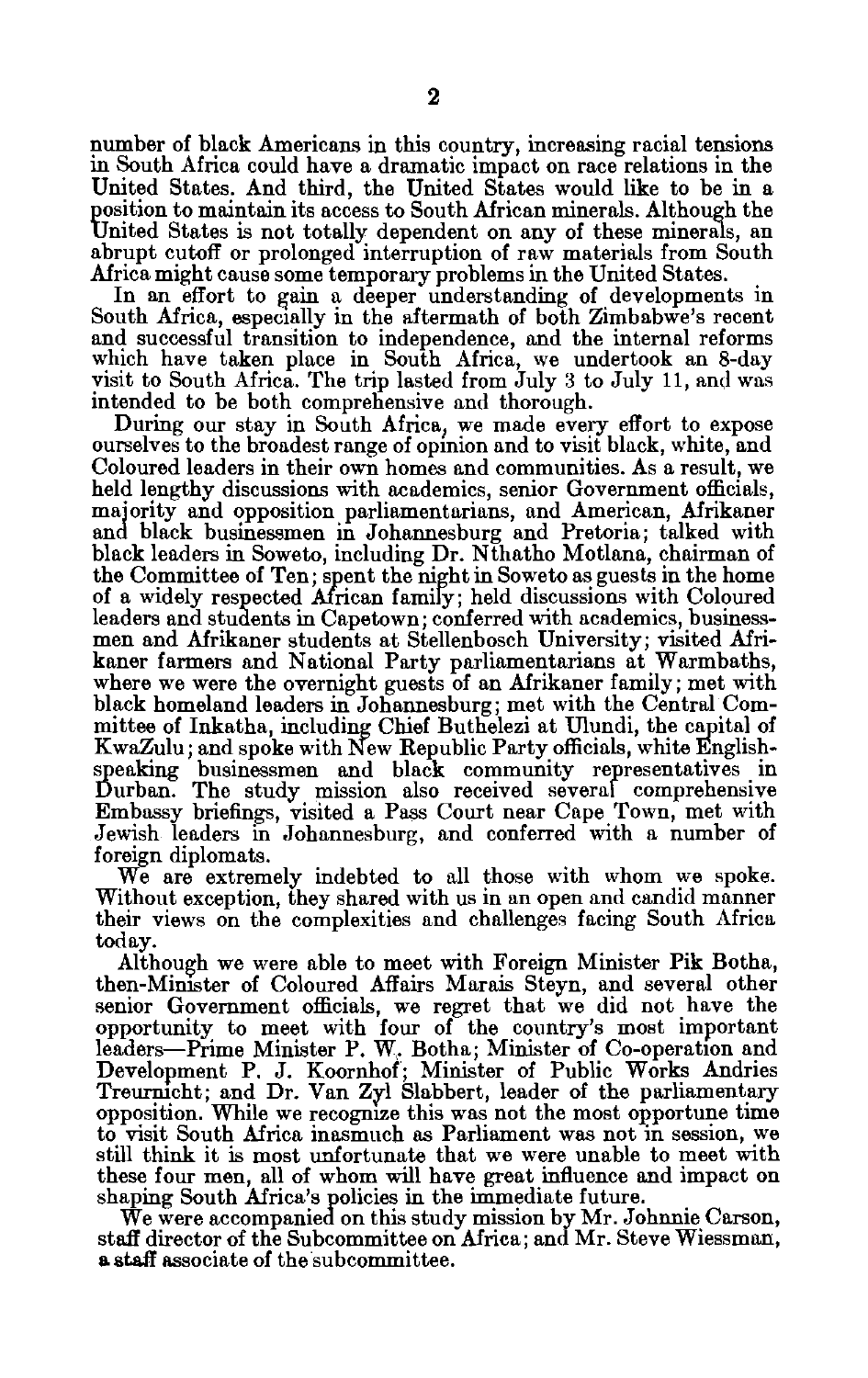number of black Americans in this country, increasing racial tensions in South Africa could have a dramatic impact on race relations in the United States. And third, the United States would like to be in a position to maintain its access to South African minerals. Although the United States is not totally dependent on any of these minerals, an abrupt cutoff or prolonged interruption of raw materials from South Africa might cause some temporary problems in the United States.

In an effort to gain a deeper understanding of developments in South Africa, especially in the aftermath of both Zimbabwe's recent and successful transition to independence, and the internal reforms which have taken place in South Africa, we undertook an 8-day visit to South Africa. The trip lasted from July 3 to July 11, and was intended to be both comprehensive and thorough.

During our stay in South Africa, we made every effort to expose ourselves to the broadest range of opinion and to visit black, white, and Coloured leaders in their own homes and communities. As a result, we held lengthy discussions with academics, senior Government officials, majority and opposition parliamentarians, and American, Afrikaner and black businessmen in Johannesburg and Pretoria; talked with black leaders in Soweto, including Dr. Nthatho Motlana, chairman of the Committee of Ten; spent the night in Soweto as guests in the home of a widely respected African family; held discussions with Coloured leaders and students in Capetown; conferred with academics, businessmen and Afrikaner students at Stellenbosch University; visited Afrikaner farmers and National Party parliamentarians at Warmbaths, where we were the overnight guests of an Afrikaner family; met with black homeland leaders in Johannesburg; met with the Central Committee of Inkatha, including Chief Buthelezi at Ulundi, the capital of KwaZulu; and spoke with New Republic Party officials, white English-speaking businessmen and black community representatives in Durban. The study mission also received several comprehensive Embassy briefings, visited a Pass Court near Cape Town, met with Jewish leaders in Johannesburg, and conferred with a number of foreign diplomats.

We are extremely indebted to all those with whom we spoke. Without exception, they shared with us in an open and candid manner their views on the complexities and challenges facing South Africa today.

Although we were able to meet with Foreign Minister Pik Botha, then-Minister of Coloured Affairs Marais Steyn, and several other senior Government officials, we regret that we did not have the opportunity to meet with four of the country's most important leaders—Prime Minister P. W. Botha; Minister of Co-operation and Development P. J. Koornhof; Minister of Public Works Andries Treurnicht; and Dr. Van Zyl Slabbert, leader of the parliamentary opposition. While we recognize this was not the most opportune time to visit South Africa inasmuch as Parliament was not in session, we still think it is most unfortunate that we were unable to meet with these four men, all of whom will have great influence and impact on shaping South Africa's policies in the immediate future.

We were accompanied on this study mission by Mr. Johnnie Carson, staff director of the Subcommittee on Africa; and Mr. Steve Wiessman, a staff associate of the subcommittee.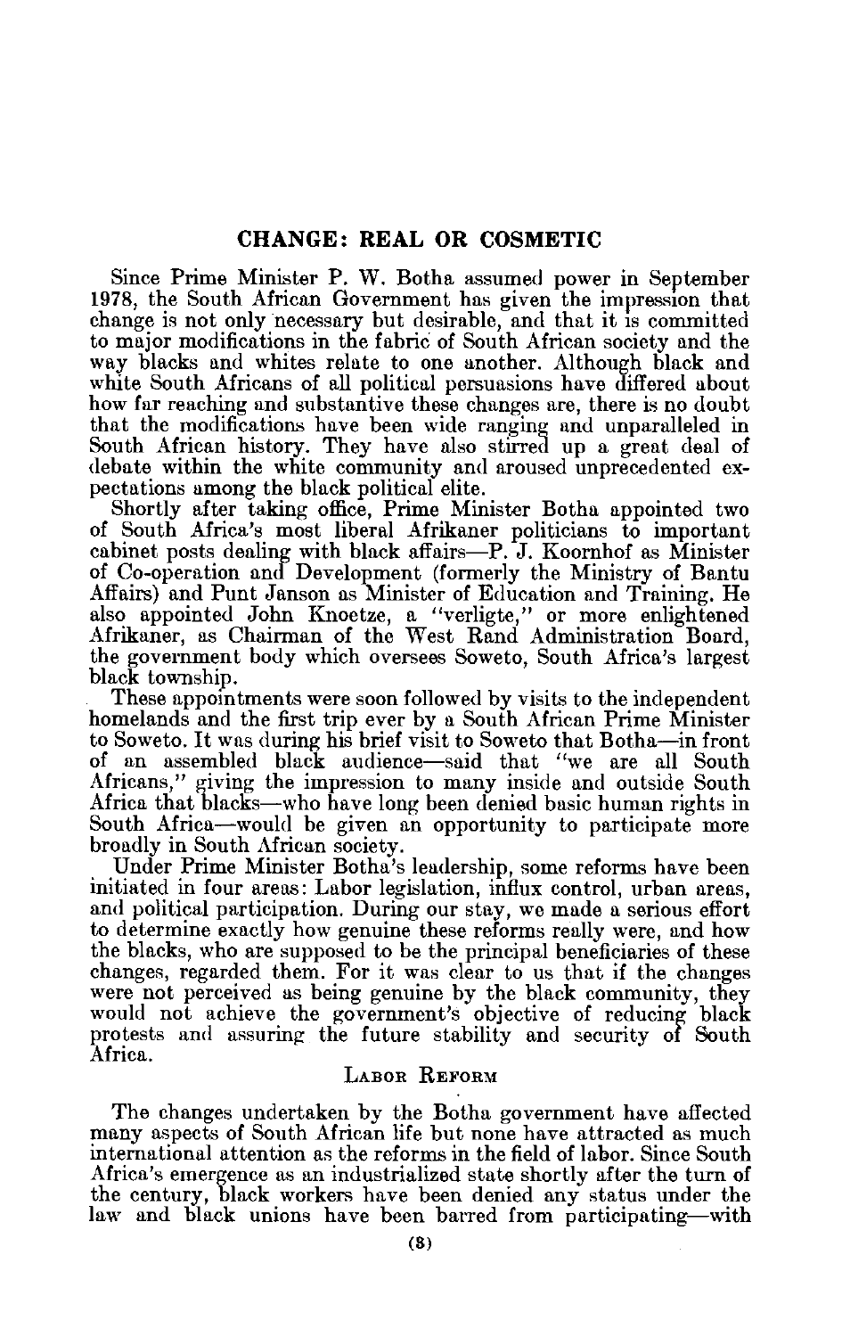## CHANGE: REAL OR COSMETIC

Since Prime Minister P. W. Botha assumed power in September 1978, the South African Government has given the impression that change is not only necessary but desirable, and that it is committed to major modifications in the fabric of South African society and the way blacks and whites relate to one another. Although black and white South Africans of all political persuasions have differed about how far reaching and substantive these changes are, there is no doubt that the modifications have been wide ranging and unparalleled in South African history. They have also stirred up a great deal of debate within the white community and aroused unprecedented expectations among the black political elite.

Shortly after taking office, Prime Minister Botha appointed two of South Africa's most liberal Afrikaner politicians to important cabinet posts dealing with black affairs—P. J. Koornhof as Minister of Co-operation and Development (formerly the Ministry of Bantu Affairs) and Punt Janson as Minister of Education and Training. He also appointed John Knoetze, a "verligte," or more enlightened Afrikaner, as Chairman of the West Rand Administration Board, the government body which oversees Soweto, South Africa's largest black township.

These appointments were soon followed by visits to the independent homelands and the first trip ever by a South African Prime Minister to Soweto. It was during his brief visit to Soweto that Botha—in front of an assembled black audience—said that "we are all South Africans," giving the impression to many inside and outside South Africa that blacks—who have long been denied basic human rights in South Africa—would be given an opportunity to participate more broadly in South African society.

Under Prime Minister Botha's leadership, some reforms have been initiated in four areas: Labor legislation, influx control, urban areas, and political participation. During our stay, we made a serious effort to determine exactly how genuine these reforms really were, and how the blacks, who are supposed to be the principal beneficiaries of these changes, regarded them. For it was clear to us that if the changes were not perceived as being genuine by the black community, they would not achieve the government's objective of reducing black protests and assuring the future stability and security of South Africa.

### LABOR REFORM

The changes undertaken by the Botha government have affected many aspects of South African life but none have attracted as much international attention as the reforms in the field of labor. Since South Africa's emergence as an industrialized state shortly after the turn of the century, black workers have been denied any status under the law and black unions have been barred from participating—with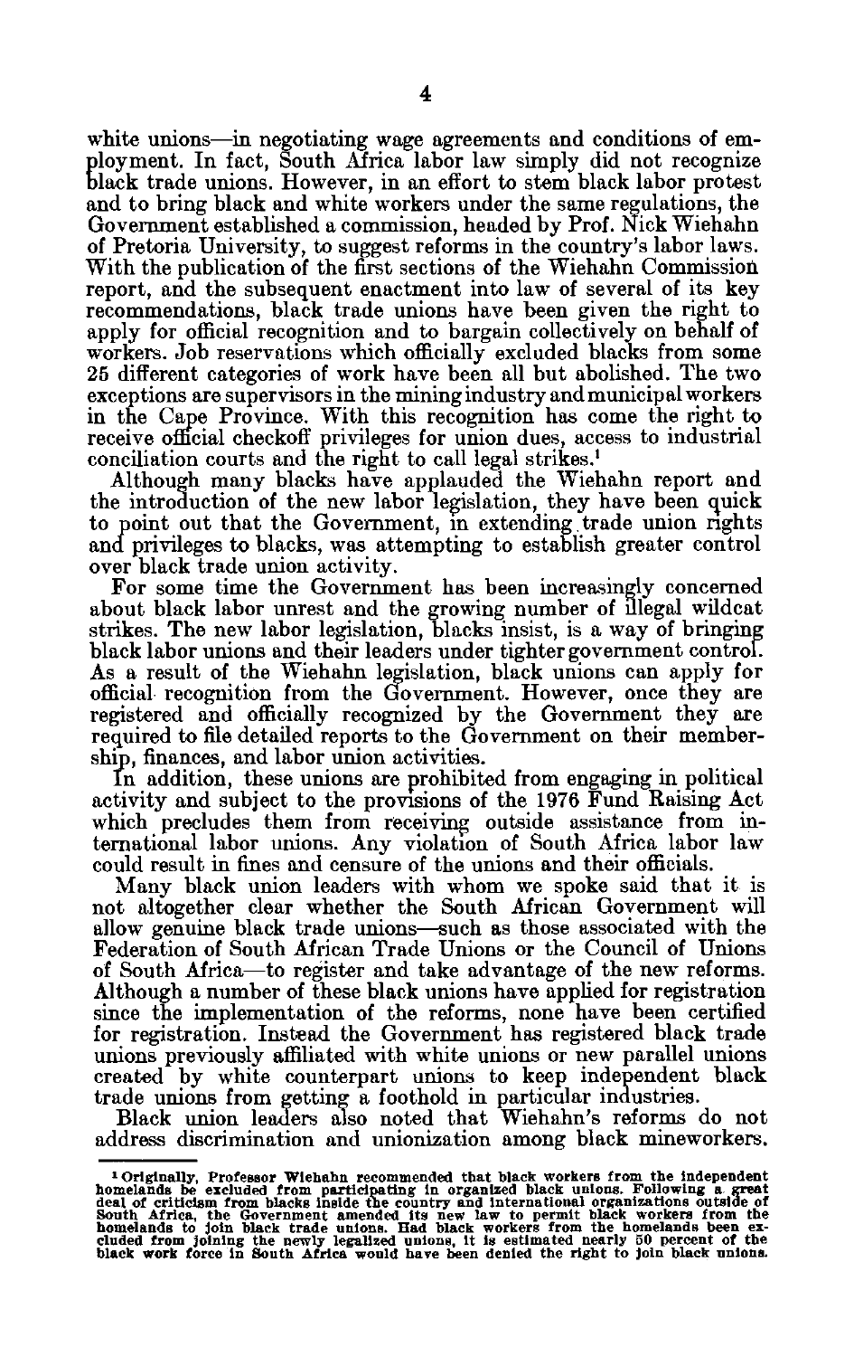white unions—in negotiating wage agreements and conditions of employment. In fact, South Africa labor law simply did not recognize black trade unions. However, in an effort to stem black labor protest and to bring black and white workers under the same regulations, the Government established a commission, headed by Prof. Nick Wiehahn of Pretoria University, to suggest reforms in the country's labor laws. With the publication of the first sections of the Wiehahn Commission report, and the subsequent enactment into law of several of its key recommendations, black trade unions have been given the right to apply for official recognition and to bargain collectively on behalf of workers. Job reservations which officially excluded blacks from some 25 different categories of work have been all but abolished. The two exceptions are supervisors in the mining industry and municipal workers in the Cape Province. With this recognition has come the right to receive official checkoff privileges for union dues, access to industrial conciliation courts and the right to call legal strikes.[1]

Although many blacks have applauded the Wiehahn report and the introduction of the new labor legislation, they have been quick to point out that the Government, in extending trade union rights and privileges to blacks, was attempting to establish greater control over black trade union activity.

For some time the Government has been increasingly concerned about black labor unrest and the growing number of illegal wildcat strikes. The new labor legislation, blacks insist, is a way of bringing black labor unions and their leaders under tighter government control. As a result of the Wiehahn legislation, black unions can apply for official recognition from the Government. However, once they are registered and officially recognized by the Government they are required to file detailed reports to the Government on their membership, finances, and labor union activities.

In addition, these unions are prohibited from engaging in political activity and subject to the provisions of the 1976 Fund Raising Act which precludes them from receiving outside assistance from international labor unions. Any violation of South Africa labor law could result in fines and censure of the unions and their officials.

Many black union leaders with whom we spoke said that it is not altogether clear whether the South African Government will allow genuine black trade unions—such as those associated with the Federation of South African Trade Unions or the Council of Unions of South Africa—to register and take advantage of the new reforms. Although a number of these black unions have applied for registration since the implementation of the reforms, none have been certified for registration. Instead the Government has registered black trade unions previously affiliated with white unions or new parallel unions created by white counterpart unions to keep independent black trade unions from getting a foothold in particular industries.

Black union leaders also noted that Wiehahn's reforms do not address discrimination and unionization among black mineworkers.

---

[1] Originally, Professor Wiehahn recommended that black workers from the independent homelands be excluded from participating in organized black unions. Following a great deal of criticism from blacks inside the country and international organizations outside of South Africa, the Government amended its new law to permit black workers from the homelands to join black trade unions. Had black workers from the homelands been excluded from joining the newly legalized unions, it is estimated nearly 50 percent of the black work force in South Africa would have been denied the right to join black unions.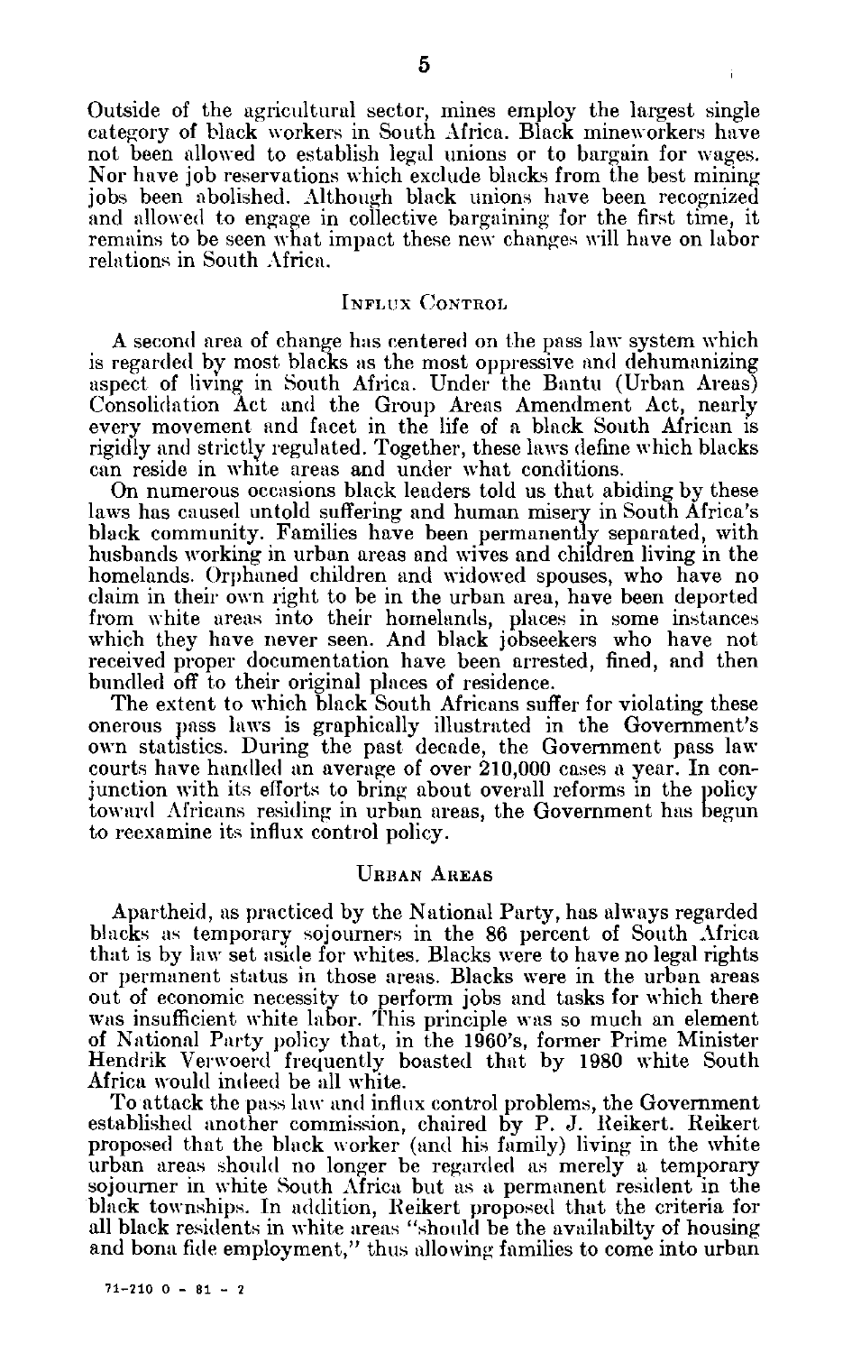Outside of the agricultural sector, mines employ the largest single category of black workers in South Africa. Black mineworkers have not been allowed to establish legal unions or to bargain for wages. Nor have job reservations which exclude blacks from the best mining jobs been abolished. Although black unions have been recognized and allowed to engage in collective bargaining for the first time, it remains to be seen what impact these new changes will have on labor relations in South Africa.

## Influx Control

A second area of change has centered on the pass law system which is regarded by most blacks as the most oppressive and dehumanizing aspect of living in South Africa. Under the Bantu (Urban Areas) Consolidation Act and the Group Areas Amendment Act, nearly every movement and facet in the life of a black South African is rigidly and strictly regulated. Together, these laws define which blacks can reside in white areas and under what conditions.

On numerous occasions black leaders told us that abiding by these laws has caused untold suffering and human misery in South Africa's black community. Families have been permanently separated, with husbands working in urban areas and wives and children living in the homelands. Orphaned children and widowed spouses, who have no claim in their own right to be in the urban area, have been deported from white areas into their homelands, places in some instances which they have never seen. And black jobseekers who have not received proper documentation have been arrested, fined, and then bundled off to their original places of residence.

The extent to which black South Africans suffer for violating these onerous pass laws is graphically illustrated in the Government's own statistics. During the past decade, the Government pass law courts have handled an average of over 210,000 cases a year. In conjunction with its efforts to bring about overall reforms in the policy toward Africans residing in urban areas, the Government has begun to reexamine its influx control policy.

## Urban Areas

Apartheid, as practiced by the National Party, has always regarded blacks as temporary sojourners in the 86 percent of South Africa that is by law set aside for whites. Blacks were to have no legal rights or permanent status in those areas. Blacks were in the urban areas out of economic necessity to perform jobs and tasks for which there was insufficient white labor. This principle was so much an element of National Party policy that, in the 1960's, former Prime Minister Hendrik Verwoerd frequently boasted that by 1980 white South Africa would indeed be all white.

To attack the pass law and influx control problems, the Government established another commission, chaired by P. J. Reikert. Reikert proposed that the black worker (and his family) living in the white urban areas should no longer be regarded as merely a temporary sojourner in white South Africa but as a permanent resident in the black townships. In addition, Reikert proposed that the criteria for all black residents in white areas "should be the availabilty of housing and bona fide employment," thus allowing families to come into urban

71-210 O - 81 - 2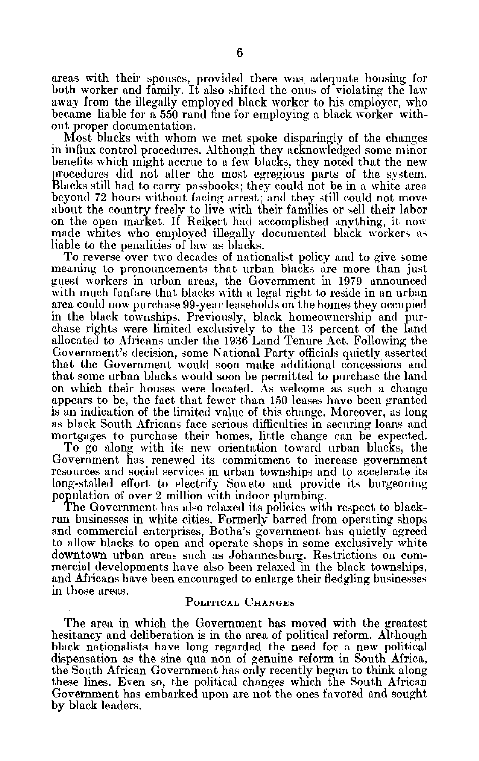areas with their spouses, provided there was adequate housing for both worker and family. It also shifted the onus of violating the law away from the illegally employed black worker to his employer, who became liable for a 550 rand fine for employing a black worker without proper documentation.

Most blacks with whom we met spoke disparingly of the changes in influx control procedures. Although they acknowledged some minor benefits which might accrue to a few blacks, they noted that the new procedures did not alter the most egregious parts of the system. Blacks still had to carry passbooks; they could not be in a white area beyond 72 hours without facing arrest; and they still could not move about the country freely to live with their families or sell their labor on the open market. If Reikert had accomplished anything, it now made whites who employed illegally documented black workers as liable to the penalities of law as blacks.

To reverse over two decades of nationalist policy and to give some meaning to pronouncements that urban blacks are more than just guest workers in urban areas, the Government in 1979 announced with much fanfare that blacks with a legal right to reside in an urban area could now purchase 99-year leaseholds on the homes they occupied in the black townships. Previously, black homeownership and purchase rights were limited exclusively to the 13 percent of the land allocated to Africans under the 1936 Land Tenure Act. Following the Government's decision, some National Party officials quietly asserted that the Government would soon make additional concessions and that some urban blacks would soon be permitted to purchase the land on which their houses were located. As welcome as such a change appears to be, the fact that fewer than 150 leases have been granted is an indication of the limited value of this change. Moreover, as long as black South Africans face serious difficulties in securing loans and mortgages to purchase their homes, little change can be expected.

To go along with its new orientation toward urban blacks, the Government has renewed its commitment to increase government resources and social services in urban townships and to accelerate its long-stalled effort to electrify Soweto and provide its burgeoning population of over 2 million with indoor plumbing.

The Government has also relaxed its policies with respect to black-run businesses in white cities. Formerly barred from operating shops and commercial enterprises, Botha's government has quietly agreed to allow blacks to open and operate shops in some exclusively white downtown urban areas such as Johannesburg. Restrictions on commercial developments have also been relaxed in the black townships, and Africans have been encouraged to enlarge their fledgling businesses in those areas.

## Political Changes

The area in which the Government has moved with the greatest hesitancy and deliberation is in the area of political reform. Although black nationalists have long regarded the need for a new political dispensation as the sine qua non of genuine reform in South Africa, the South African Government has only recently begun to think along these lines. Even so, the political changes which the South African Government has embarked upon are not the ones favored and sought by black leaders.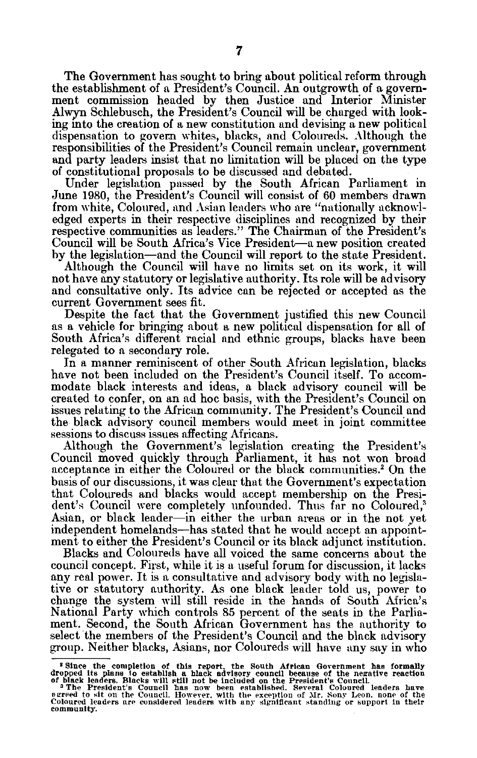The Government has sought to bring about political reform through the establishment of a President's Council. An outgrowth of a government commission headed by then Justice and Interior Minister Alwyn Schlebusch, the President's Council will be charged with looking into the creation of a new constitution and devising a new political dispensation to govern whites, blacks, and Coloureds. Although the responsibilities of the President's Council remain unclear, government and party leaders insist that no limitation will be placed on the type of constitutional proposals to be discussed and debated.

Under legislation passed by the South African Parliament in June 1980, the President's Council will consist of 60 members drawn from white, Coloured, and Asian leaders who are "nationally acknowledged experts in their respective disciplines and recognized by their respective communities as leaders." The Chairman of the President's Council will be South Africa's Vice President—a new position created by the legislation—and the Council will report to the state President.

Although the Council will have no limits set on its work, it will not have any statutory or legislative authority. Its role will be advisory and consultative only. Its advice can be rejected or accepted as the current Government sees fit.

Despite the fact that the Government justified this new Council as a vehicle for bringing about a new political dispensation for all of South Africa's different racial and ethnic groups, blacks have been relegated to a secondary role.

In a manner reminiscent of other South African legislation, blacks have not been included on the President's Council itself. To accommodate black interests and ideas, a black advisory council will be created to confer, on an ad hoc basis, with the President's Council on issues relating to the African community. The President's Council and the black advisory council members would meet in joint committee sessions to discuss issues affecting Africans.

Although the Government's legislation creating the President's Council moved quickly through Parliament, it has not won broad acceptance in either the Coloured or the black communities.[2] On the basis of our discussions, it was clear that the Government's expectation that Coloureds and blacks would accept membership on the President's Council were completely unfounded. Thus far no Coloured,[3] Asian, or black leader—in either the urban areas or in the not yet independent homelands—has stated that he would accept an appointment to either the President's Council or its black adjunct institution.

Blacks and Coloureds have all voiced the same concerns about the council concept. First, while it is a useful forum for discussion, it lacks any real power. It is a consultative and advisory body with no legislative or statutory authority. As one black leader told us, power to change the system will still reside in the hands of South Africa's National Party which controls 85 percent of the seats in the Parliament. Second, the South African Government has the authority to select the members of the President's Council and the black advisory group. Neither blacks, Asians, nor Coloureds will have any say in who

---

[2] Since the completion of this report, the South African Government has formally dropped its plans to establish a black advisory council because of the negative reaction of black leaders. Blacks will still not be included on the President's Council.

[3] The President's Council has now been established. Several Coloured leaders have agreed to sit on the Council. However, with the exception of Mr. Sony Leon, none of the Coloured leaders are considered leaders with any significant standing or support in their community.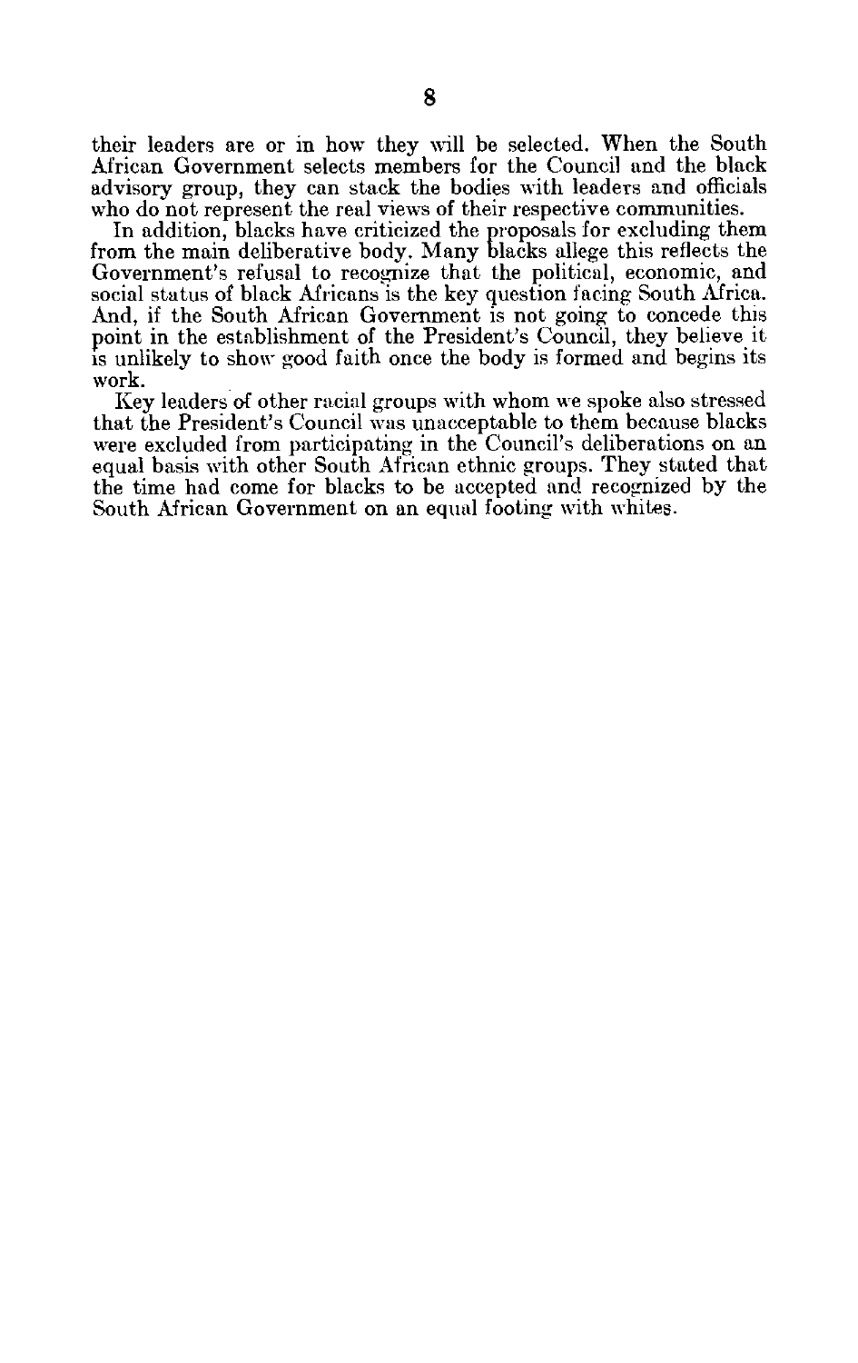their leaders are or in how they will be selected. When the South African Government selects members for the Council and the black advisory group, they can stack the bodies with leaders and officials who do not represent the real views of their respective communities.

In addition, blacks have criticized the proposals for excluding them from the main deliberative body. Many blacks allege this reflects the Government's refusal to recognize that the political, economic, and social status of black Africans is the key question facing South Africa. And, if the South African Government is not going to concede this point in the establishment of the President's Council, they believe it is unlikely to show good faith once the body is formed and begins its work.

Key leaders of other racial groups with whom we spoke also stressed that the President's Council was unacceptable to them because blacks were excluded from participating in the Council's deliberations on an equal basis with other South African ethnic groups. They stated that the time had come for blacks to be accepted and recognized by the South African Government on an equal footing with whites.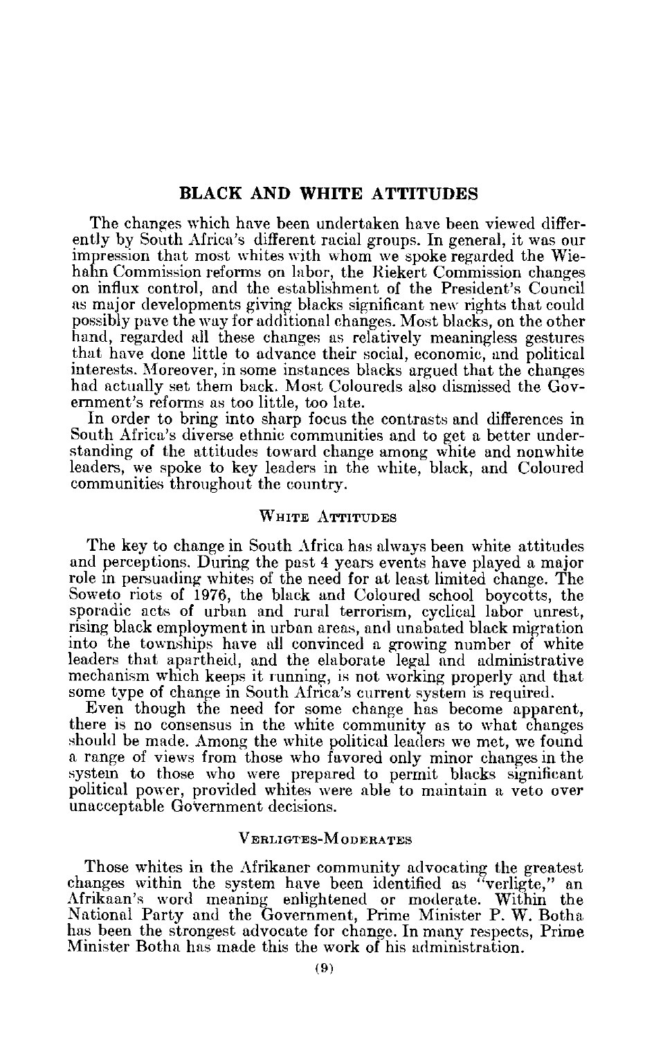## BLACK AND WHITE ATTITUDES

The changes which have been undertaken have been viewed differently by South Africa's different racial groups. In general, it was our impression that most whites with whom we spoke regarded the Wiehahn Commission reforms on labor, the Riekert Commission changes on influx control, and the establishment of the President's Council as major developments giving blacks significant new rights that could possibly pave the way for additional changes. Most blacks, on the other hand, regarded all these changes as relatively meaningless gestures that have done little to advance their social, economic, and political interests. Moreover, in some instances blacks argued that the changes had actually set them back. Most Coloureds also dismissed the Government's reforms as too little, too late.

In order to bring into sharp focus the contrasts and differences in South Africa's diverse ethnic communities and to get a better understanding of the attitudes toward change among white and nonwhite leaders, we spoke to key leaders in the white, black, and Coloured communities throughout the country.

### WHITE ATTITUDES

The key to change in South Africa has always been white attitudes and perceptions. During the past 4 years events have played a major role in persuading whites of the need for at least limited change. The Soweto riots of 1976, the black and Coloured school boycotts, the sporadic acts of urban and rural terrorism, cyclical labor unrest, rising black employment in urban areas, and unabated black migration into the townships have all convinced a growing number of white leaders that apartheid, and the elaborate legal and administrative mechanism which keeps it running, is not working properly and that some type of change in South Africa's current system is required.

Even though the need for some change has become apparent, there is no consensus in the white community as to what changes should be made. Among the white political leaders we met, we found a range of views from those who favored only minor changes in the system to those who were prepared to permit blacks significant political power, provided whites were able to maintain a veto over unacceptable Government decisions.

### VERLIGTES-MODERATES

Those whites in the Afrikaner community advocating the greatest changes within the system have been identified as "verligte," an Afrikaan's word meaning enlightened or moderate. Within the National Party and the Government, Prime Minister P. W. Botha has been the strongest advocate for change. In many respects, Prime Minister Botha has made this the work of his administration.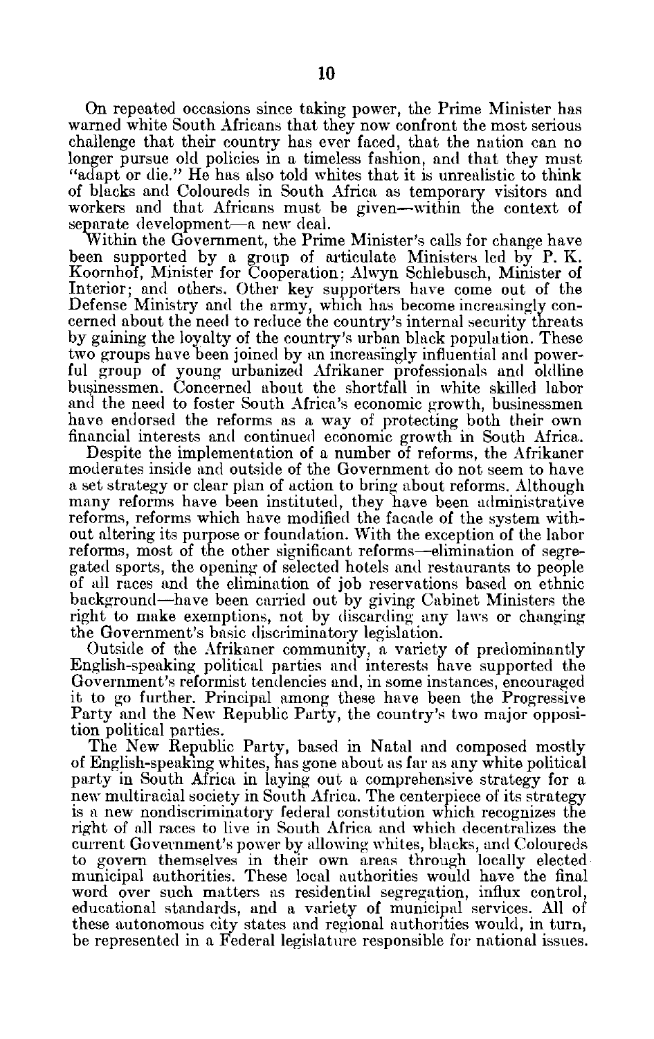On repeated occasions since taking power, the Prime Minister has warned white South Africans that they now confront the most serious challenge that their country has ever faced, that the nation can no longer pursue old policies in a timeless fashion, and that they must "adapt or die." He has also told whites that it is unrealistic to think of blacks and Coloureds in South Africa as temporary visitors and workers and that Africans must be given—within the context of separate development—a new deal.

Within the Government, the Prime Minister's calls for change have been supported by a group of articulate Ministers led by P. K. Koornhof, Minister for Cooperation; Alwyn Schlebusch, Minister of Interior; and others. Other key supporters have come out of the Defense Ministry and the army, which has become increasingly concerned about the need to reduce the country's internal security threats by gaining the loyalty of the country's urban black population. These two groups have been joined by an increasingly influential and powerful group of young urbanized Afrikaner professionals and oldline businessmen. Concerned about the shortfall in white skilled labor and the need to foster South Africa's economic growth, businessmen have endorsed the reforms as a way of protecting both their own financial interests and continued economic growth in South Africa.

Despite the implementation of a number of reforms, the Afrikaner moderates inside and outside of the Government do not seem to have a set strategy or clear plan of action to bring about reforms. Although many reforms have been instituted, they have been administrative reforms, reforms which have modified the facade of the system without altering its purpose or foundation. With the exception of the labor reforms, most of the other significant reforms—elimination of segregated sports, the opening of selected hotels and restaurants to people of all races and the elimination of job reservations based on ethnic background—have been carried out by giving Cabinet Ministers the right to make exemptions, not by discarding any laws or changing the Government's basic discriminatory legislation.

Outside of the Afrikaner community, a variety of predominantly English-speaking political parties and interests have supported the Government's reformist tendencies and, in some instances, encouraged it to go further. Principal among these have been the Progressive Party and the New Republic Party, the country's two major opposition political parties.

The New Republic Party, based in Natal and composed mostly of English-speaking whites, has gone about as far as any white political party in South Africa in laying out a comprehensive strategy for a new multiracial society in South Africa. The centerpiece of its strategy is a new nondiscriminatory federal constitution which recognizes the right of all races to live in South Africa and which decentralizes the current Government's power by allowing whites, blacks, and Coloureds to govern themselves in their own areas through locally elected municipal authorities. These local authorities would have the final word over such matters as residential segregation, influx control, educational standards, and a variety of municipal services. All of these autonomous city states and regional authorities would, in turn, be represented in a Federal legislature responsible for national issues.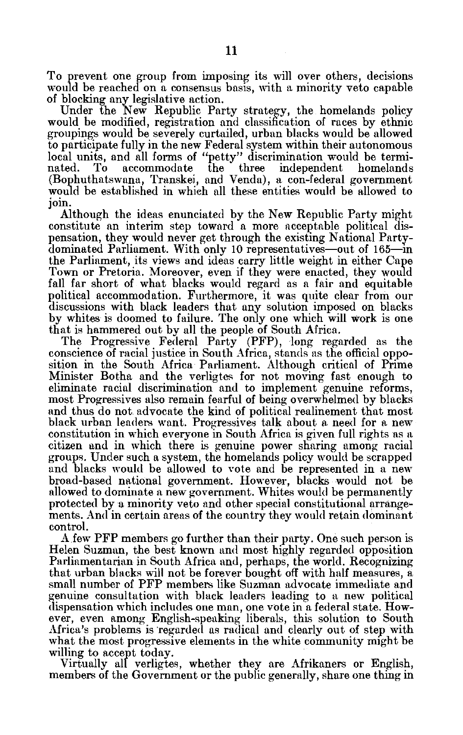To prevent one group from imposing its will over others, decisions would be reached on a consensus basis, with a minority veto capable of blocking any legislative action.

Under the New Republic Party strategy, the homelands policy would be modified, registration and classification of races by ethnic groupings would be severely curtailed, urban blacks would be allowed to participate fully in the new Federal system within their autonomous local units, and all forms of "petty" discrimination would be terminated. To accommodate the three independent homelands (Bophuthatswana, Transkei, and Venda), a con-federal government would be established in which all these entities would be allowed to join.

Although the ideas enunciated by the New Republic Party might constitute an interim step toward a more acceptable political dispensation, they would never get through the existing National Party-dominated Parliament. With only 10 representatives—out of 165—in the Parliament, its views and ideas carry little weight in either Cape Town or Pretoria. Moreover, even if they were enacted, they would fall far short of what blacks would regard as a fair and equitable political accommodation. Furthermore, it was quite clear from our discussions with black leaders that any solution imposed on blacks by whites is doomed to failure. The only one which will work is one that is hammered out by all the people of South Africa.

The Progressive Federal Party (PFP), long regarded as the conscience of racial justice in South Africa, stands as the official opposition in the South Africa Parliament. Although critical of Prime Minister Botha and the verligtes for not moving fast enough to eliminate racial discrimination and to implement genuine reforms, most Progressives also remain fearful of being overwhelmed by blacks and thus do not advocate the kind of political realinement that most black urban leaders want. Progressives talk about a need for a new constitution in which everyone in South Africa is given full rights as a citizen and in which there is genuine power sharing among racial groups. Under such a system, the homelands policy would be scrapped and blacks would be allowed to vote and be represented in a new broad-based national government. However, blacks would not be allowed to dominate a new government. Whites would be permanently protected by a minority veto and other special constitutional arrangements. And in certain areas of the country they would retain dominant control.

A few PFP members go further than their party. One such person is Helen Suzman, the best known and most highly regarded opposition Parliamentarian in South Africa and, perhaps, the world. Recognizing that urban blacks will not be forever bought off with half measures, a small number of PFP members like Suzman advocate immediate and genuine consultation with black leaders leading to a new political dispensation which includes one man, one vote in a federal state. However, even among English-speaking liberals, this solution to South Africa's problems is regarded as radical and clearly out of step with what the most progressive elements in the white community might be willing to accept today.

Virtually all verligtes, whether they are Afrikaners or English, members of the Government or the public generally, share one thing in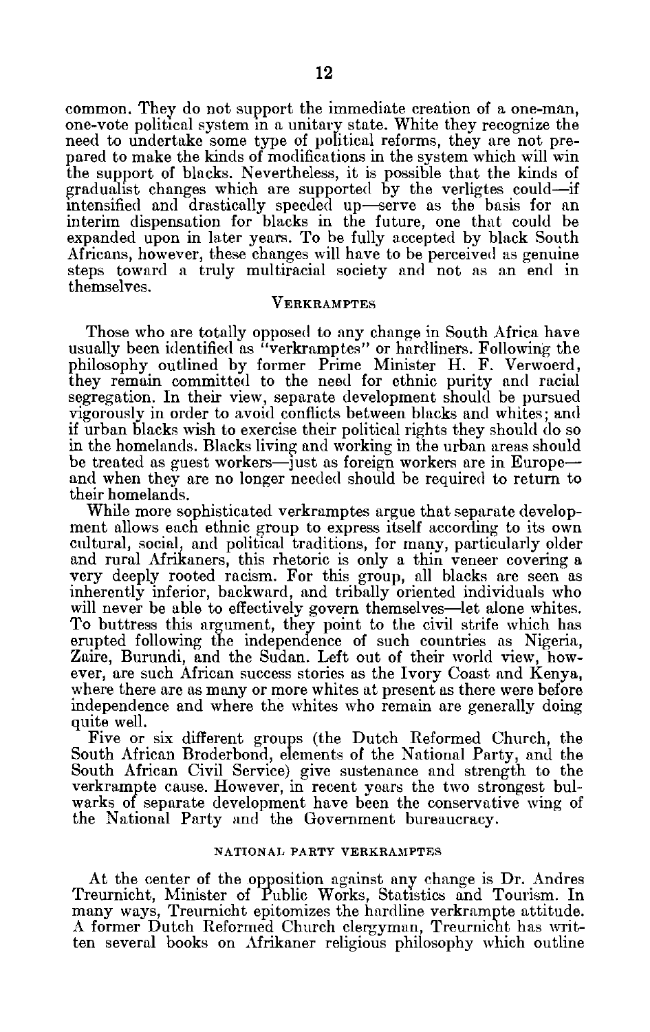common. They do not support the immediate creation of a one-man, one-vote political system in a unitary state. While they recognize the need to undertake some type of political reforms, they are not prepared to make the kinds of modifications in the system which will win the support of blacks. Nevertheless, it is possible that the kinds of gradualist changes which are supported by the verligtes could—if intensified and drastically speeded up—serve as the basis for an interim dispensation for blacks in the future, one that could be expanded upon in later years. To be fully accepted by black South Africans, however, these changes will have to be perceived as genuine steps toward a truly multiracial society and not as an end in themselves.

### Verkramptes

Those who are totally opposed to any change in South Africa have usually been identified as "verkramptes" or hardliners. Following the philosophy outlined by former Prime Minister H. F. Verwoerd, they remain committed to the need for ethnic purity and racial segregation. In their view, separate development should be pursued vigorously in order to avoid conflicts between blacks and whites; and if urban blacks wish to exercise their political rights they should do so in the homelands. Blacks living and working in the urban areas should be treated as guest workers—just as foreign workers are in Europe—and when they are no longer needed should be required to return to their homelands.

While more sophisticated verkramptes argue that separate development allows each ethnic group to express itself according to its own cultural, social, and political traditions, for many, particularly older and rural Afrikaners, this rhetoric is only a thin veneer covering a very deeply rooted racism. For this group, all blacks are seen as inherently inferior, backward, and tribally oriented individuals who will never be able to effectively govern themselves—let alone whites. To buttress this argument, they point to the civil strife which has erupted following the independence of such countries as Nigeria, Zaire, Burundi, and the Sudan. Left out of their world view, however, are such African success stories as the Ivory Coast and Kenya, where there are as many or more whites at present as there were before independence and where the whites who remain are generally doing quite well.

Five or six different groups (the Dutch Reformed Church, the South African Broderbond, elements of the National Party, and the South African Civil Service) give sustenance and strength to the verkrampte cause. However, in recent years the two strongest bulwarks of separate development have been the conservative wing of the National Party and the Government bureaucracy.

#### National Party Verkramptes

At the center of the opposition against any change is Dr. Andres Treurnicht, Minister of Public Works, Statistics and Tourism. In many ways, Treurnicht epitomizes the hardline verkrampte attitude. A former Dutch Reformed Church clergyman, Treurnicht has written several books on Afrikaner religious philosophy which outline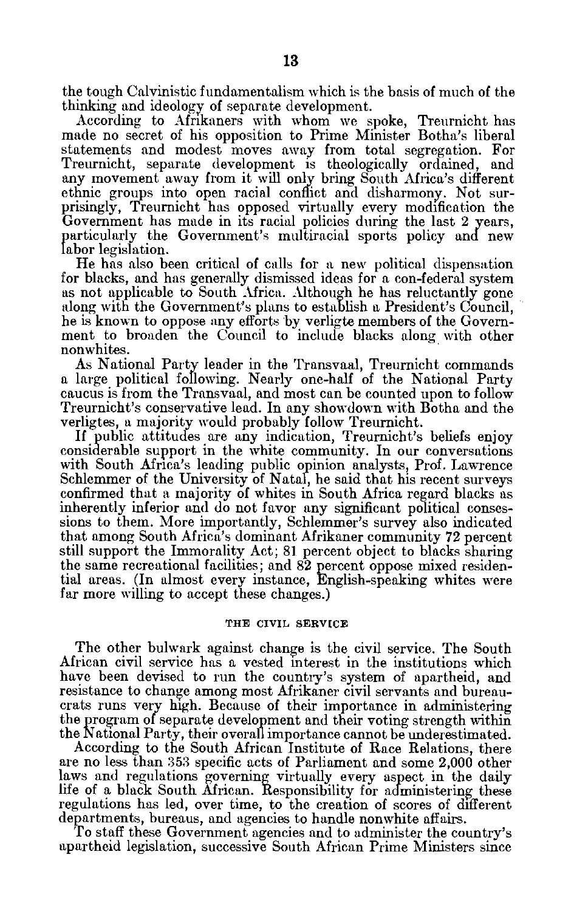the tough Calvinistic fundamentalism which is the basis of much of the thinking and ideology of separate development.

According to Afrikaners with whom we spoke, Treurnicht has made no secret of his opposition to Prime Minister Botha's liberal statements and modest moves away from total segregation. For Treurnicht, separate development is theologically ordained, and any movement away from it will only bring South Africa's different ethnic groups into open racial conflict and disharmony. Not surprisingly, Treurnicht has opposed virtually every modification the Government has made in its racial policies during the last 2 years, particularly the Government's multiracial sports policy and new labor legislation.

He has also been critical of calls for a new political dispensation for blacks, and has generally dismissed ideas for a con-federal system as not applicable to South Africa. Although he has reluctantly gone along with the Government's plans to establish a President's Council, he is known to oppose any efforts by verligte members of the Government to broaden the Council to include blacks along with other nonwhites.

As National Party leader in the Transvaal, Treurnicht commands a large political following. Nearly one-half of the National Party caucus is from the Transvaal, and most can be counted upon to follow Treurnicht's conservative lead. In any showdown with Botha and the verligtes, a majority would probably follow Treurnicht.

If public attitudes are any indication, Treurnicht's beliefs enjoy considerable support in the white community. In our conversations with South Africa's leading public opinion analysts, Prof. Lawrence Schlemmer of the University of Natal, he said that his recent surveys confirmed that a majority of whites in South Africa regard blacks as inherently inferior and do not favor any significant political consessions to them. More importantly, Schlemmer's survey also indicated that among South Africa's dominant Afrikaner community 72 percent still support the Immorality Act; 81 percent object to blacks sharing the same recreational facilities; and 82 percent oppose mixed residential areas. (In almost every instance, English-speaking whites were far more willing to accept these changes.)

## THE CIVIL SERVICE

The other bulwark against change is the civil service. The South African civil service has a vested interest in the institutions which have been devised to run the country's system of apartheid, and resistance to change among most Afrikaner civil servants and bureaucrats runs very high. Because of their importance in administering the program of separate development and their voting strength within the National Party, their overall importance cannot be underestimated.

According to the South African Institute of Race Relations, there are no less than 353 specific acts of Parliament and some 2,000 other laws and regulations governing virtually every aspect in the daily life of a black South African. Responsibility for administering these regulations has led, over time, to the creation of scores of different departments, bureaus, and agencies to handle nonwhite affairs.

To staff these Government agencies and to administer the country's apartheid legislation, successive South African Prime Ministers since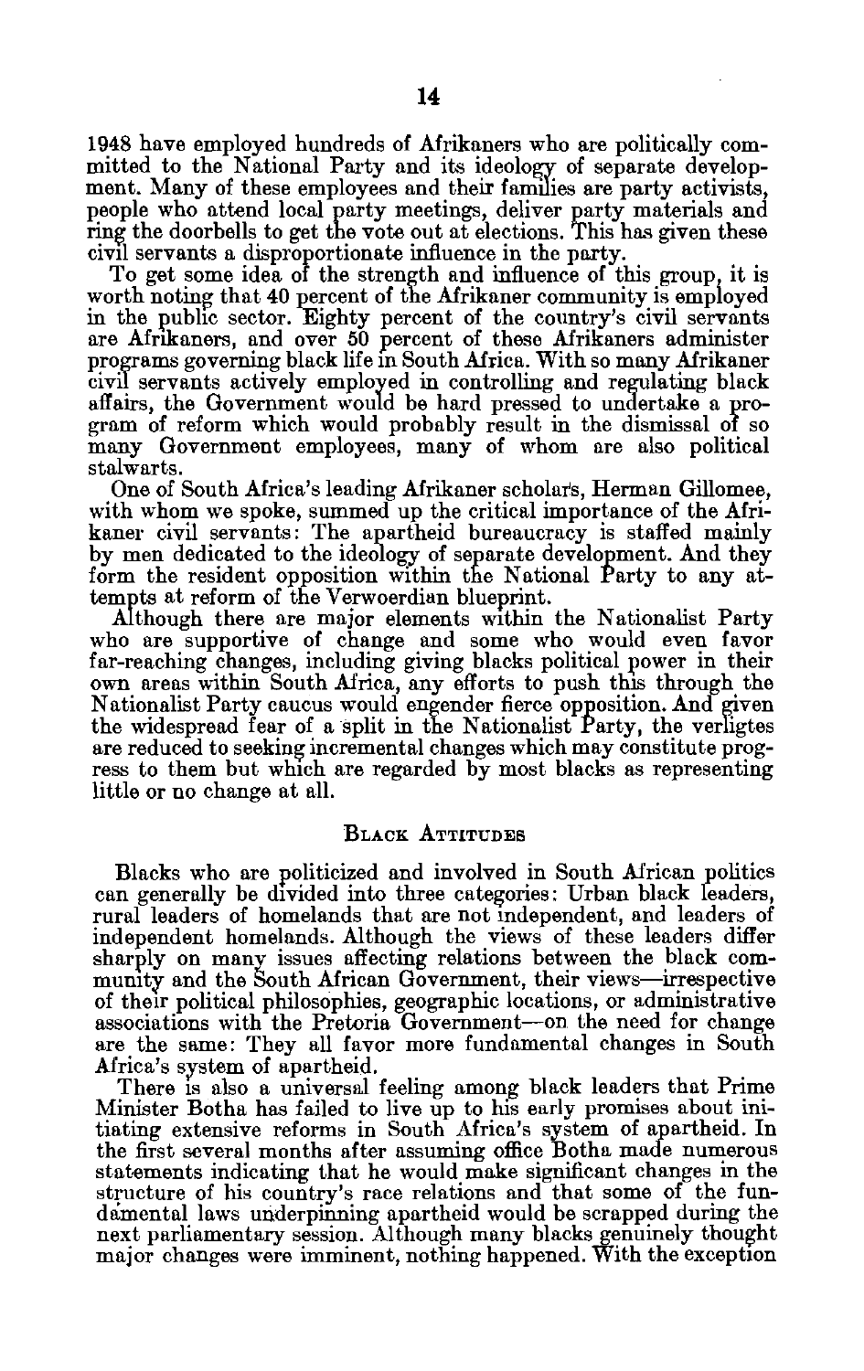1948 have employed hundreds of Afrikaners who are politically committed to the National Party and its ideology of separate development. Many of these employees and their families are party activists, people who attend local party meetings, deliver party materials and ring the doorbells to get the vote out at elections. This has given these civil servants a disproportionate influence in the party.

To get some idea of the strength and influence of this group, it is worth noting that 40 percent of the Afrikaner community is employed in the public sector. Eighty percent of the country's civil servants are Afrikaners, and over 50 percent of these Afrikaners administer programs governing black life in South Africa. With so many Afrikaner civil servants actively employed in controlling and regulating black affairs, the Government would be hard pressed to undertake a program of reform which would probably result in the dismissal of so many Government employees, many of whom are also political stalwarts.

One of South Africa's leading Afrikaner scholars, Herman Gillomee, with whom we spoke, summed up the critical importance of the Afrikaner civil servants: The apartheid bureaucracy is staffed mainly by men dedicated to the ideology of separate development. And they form the resident opposition within the National Party to any attempts at reform of the Verwoerdian blueprint.

Although there are major elements within the Nationalist Party who are supportive of change and some who would even favor far-reaching changes, including giving blacks political power in their own areas within South Africa, any efforts to push this through the Nationalist Party caucus would engender fierce opposition. And given the widespread fear of a split in the Nationalist Party, the verligtes are reduced to seeking incremental changes which may constitute progress to them but which are regarded by most blacks as representing little or no change at all.

## Black Attitudes

Blacks who are politicized and involved in South African politics can generally be divided into three categories: Urban black leaders, rural leaders of homelands that are not independent, and leaders of independent homelands. Although the views of these leaders differ sharply on many issues affecting relations between the black community and the South African Government, their views—irrespective of their political philosophies, geographic locations, or administrative associations with the Pretoria Government—on the need for change are the same: They all favor more fundamental changes in South Africa's system of apartheid.

There is also a universal feeling among black leaders that Prime Minister Botha has failed to live up to his early promises about initiating extensive reforms in South Africa's system of apartheid. In the first several months after assuming office Botha made numerous statements indicating that he would make significant changes in the structure of his country's race relations and that some of the fundamental laws underpinning apartheid would be scrapped during the next parliamentary session. Although many blacks genuinely thought major changes were imminent, nothing happened. With the exception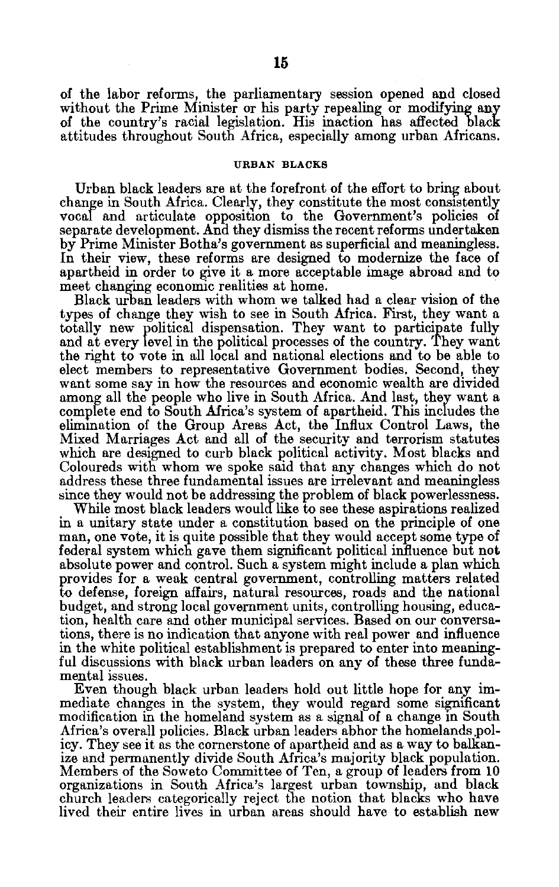of the labor reforms, the parliamentary session opened and closed without the Prime Minister or his party repealing or modifying any of the country's racial legislation. His inaction has affected black attitudes throughout South Africa, especially among urban Africans.

## URBAN BLACKS

Urban black leaders are at the forefront of the effort to bring about change in South Africa. Clearly, they constitute the most consistently vocal and articulate opposition to the Government's policies of separate development. And they dismiss the recent reforms undertaken by Prime Minister Botha's government as superficial and meaningless. In their view, these reforms are designed to modernize the face of apartheid in order to give it a more acceptable image abroad and to meet changing economic realities at home.

Black urban leaders with whom we talked had a clear vision of the types of change they wish to see in South Africa. First, they want a totally new political dispensation. They want to participate fully and at every level in the political processes of the country. They want the right to vote in all local and national elections and to be able to elect members to representative Government bodies. Second, they want some say in how the resources and economic wealth are divided among all the people who live in South Africa. And last, they want a complete end to South Africa's system of apartheid. This includes the elimination of the Group Areas Act, the Influx Control Laws, the Mixed Marriages Act and all of the security and terrorism statutes which are designed to curb black political activity. Most blacks and Coloureds with whom we spoke said that any changes which do not address these three fundamental issues are irrelevant and meaningless since they would not be addressing the problem of black powerlessness.

While most black leaders would like to see these aspirations realized in a unitary state under a constitution based on the principle of one man, one vote, it is quite possible that they would accept some type of federal system which gave them significant political influence but not absolute power and control. Such a system might include a plan which provides for a weak central government, controlling matters related to defense, foreign affairs, natural resources, roads and the national budget, and strong local government units, controlling housing, education, health care and other municipal services. Based on our conversations, there is no indication that anyone with real power and influence in the white political establishment is prepared to enter into meaningful discussions with black urban leaders on any of these three fundamental issues.

Even though black urban leaders hold out little hope for any immediate changes in the system, they would regard some significant modification in the homeland system as a signal of a change in South Africa's overall policies. Black urban leaders abhor the homelands policy. They see it as the cornerstone of apartheid and as a way to balkanize and permanently divide South Africa's majority black population. Members of the Soweto Committee of Ten, a group of leaders from 10 organizations in South Africa's largest urban township, and black church leaders categorically reject the notion that blacks who have lived their entire lives in urban areas should have to establish new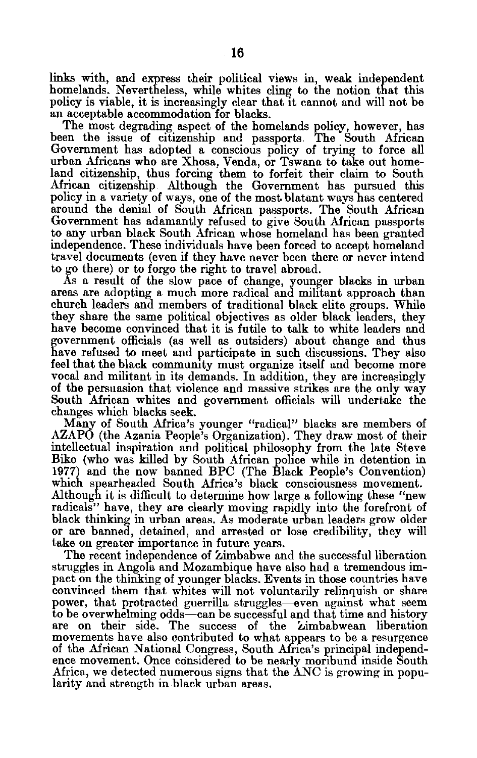links with, and express their political views in, weak independent homelands. Nevertheless, while whites cling to the notion that this policy is viable, it is increasingly clear that it cannot and will not be an acceptable accommodation for blacks.

The most degrading aspect of the homelands policy, however, has been the issue of citizenship and passports. The South African Government has adopted a conscious policy of trying to force all urban Africans who are Xhosa, Venda, or Tswana to take out homeland citizenship, thus forcing them to forfeit their claim to South African citizenship. Although the Government has pursued this policy in a variety of ways, one of the most blatant ways has centered around the denial of South African passports. The South African Government has adamantly refused to give South African passports to any urban black South African whose homeland has been granted independence. These individuals have been forced to accept homeland travel documents (even if they have never been there or never intend to go there) or to forgo the right to travel abroad.

As a result of the slow pace of change, younger blacks in urban areas are adopting a much more radical and militant approach than church leaders and members of traditional black elite groups. While they share the same political objectives as older black leaders, they have become convinced that it is futile to talk to white leaders and government officials (as well as outsiders) about change and thus have refused to meet and participate in such discussions. They also feel that the black community must organize itself and become more vocal and militant in its demands. In addition, they are increasingly of the persuasion that violence and massive strikes are the only way South African whites and government officials will undertake the changes which blacks seek.

Many of South Africa's younger "radical" blacks are members of AZAPO (the Azania People's Organization). They draw most of their intellectual inspiration and political philosophy from the late Steve Biko (who was killed by South African police while in detention in 1977) and the now banned BPC (The Black People's Convention) which spearheaded South Africa's black consciousness movement. Although it is difficult to determine how large a following these "new radicals" have, they are clearly moving rapidly into the forefront of black thinking in urban areas. As moderate urban leaders grow older or are banned, detained, and arrested or lose credibility, they will take on greater importance in future years.

The recent independence of Zimbabwe and the successful liberation struggles in Angola and Mozambique have also had a tremendous impact on the thinking of younger blacks. Events in those countries have convinced them that whites will not voluntarily relinquish or share power, that protracted guerrilla struggles—even against what seem to be overwhelming odds—can be successful and that time and history are on their side. The success of the Zimbabwean liberation movements have also contributed to what appears to be a resurgence of the African National Congress, South Africa's principal independence movement. Once considered to be nearly moribund inside South Africa, we detected numerous signs that the ANC is growing in popularity and strength in black urban areas.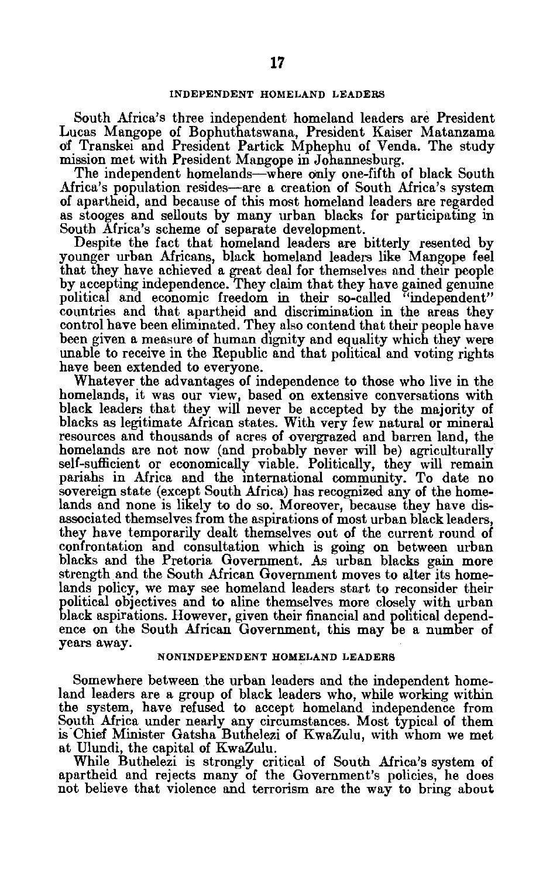## INDEPENDENT HOMELAND LEADERS

South Africa's three independent homeland leaders are President Lucas Mangope of Bophuthatswana, President Kaiser Matanzama of Transkei and President Partick Mphephu of Venda. The study mission met with President Mangope in Johannesburg.

The independent homelands—where only one-fifth of black South Africa's population resides—are a creation of South Africa's system of apartheid, and because of this most homeland leaders are regarded as stooges and sellouts by many urban blacks for participating in South Africa's scheme of separate development.

Despite the fact that homeland leaders are bitterly resented by younger urban Africans, black homeland leaders like Mangope feel that they have achieved a great deal for themselves and their people by accepting independence. They claim that they have gained genuine political and economic freedom in their so-called "independent" countries and that apartheid and discrimination in the areas they control have been eliminated. They also contend that their people have been given a measure of human dignity and equality which they were unable to receive in the Republic and that political and voting rights have been extended to everyone.

Whatever the advantages of independence to those who live in the homelands, it was our view, based on extensive conversations with black leaders that they will never be accepted by the majority of blacks as legitimate African states. With very few natural or mineral resources and thousands of acres of overgrazed and barren land, the homelands are not now (and probably never will be) agriculturally self-sufficient or economically viable. Politically, they will remain pariahs in Africa and the international community. To date no sovereign state (except South Africa) has recognized any of the homelands and none is likely to do so. Moreover, because they have disassociated themselves from the aspirations of most urban black leaders, they have temporarily dealt themselves out of the current round of confrontation and consultation which is going on between urban blacks and the Pretoria Government. As urban blacks gain more strength and the South African Government moves to alter its homelands policy, we may see homeland leaders start to reconsider their political objectives and to aline themselves more closely with urban black aspirations. However, given their financial and political dependence on the South African Government, this may be a number of years away.

## NONINDEPENDENT HOMELAND LEADERS

Somewhere between the urban leaders and the independent homeland leaders are a group of black leaders who, while working within the system, have refused to accept homeland independence from South Africa under nearly any circumstances. Most typical of them is Chief Minister Gatsha Buthelezi of KwaZulu, with whom we met at Ulundi, the capital of KwaZulu.

While Buthelezi is strongly critical of South Africa's system of apartheid and rejects many of the Government's policies, he does not believe that violence and terrorism are the way to bring about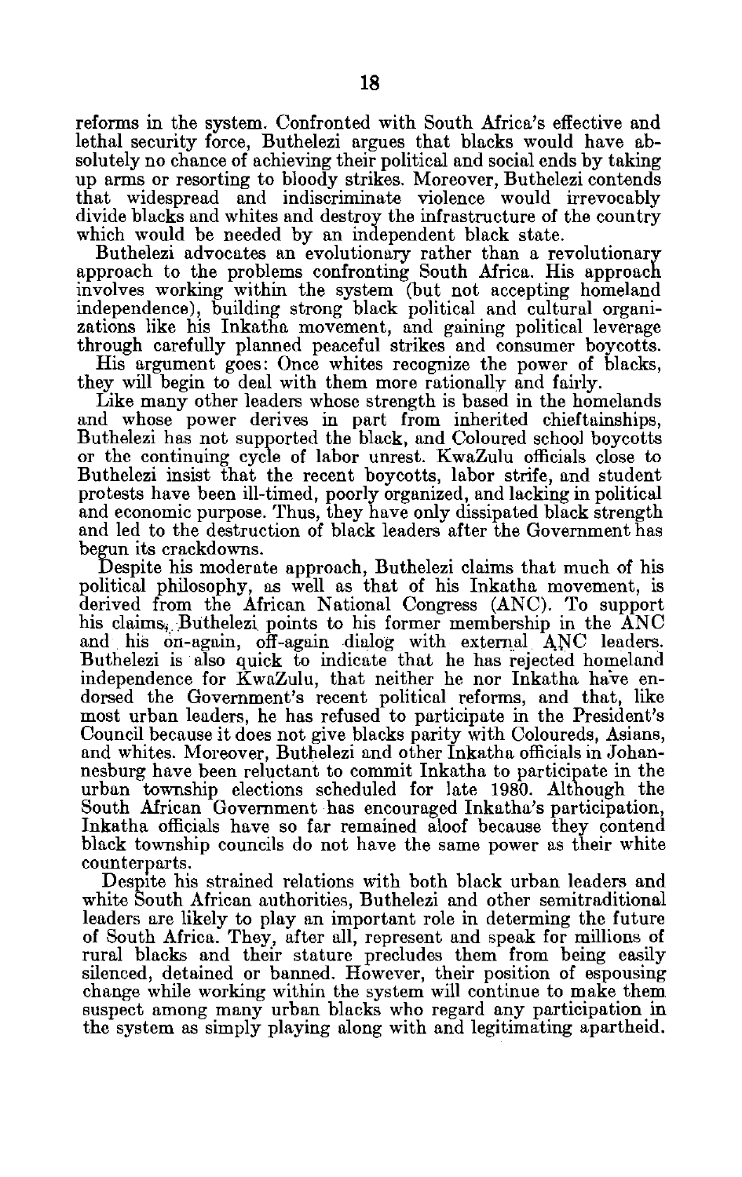reforms in the system. Confronted with South Africa's effective and lethal security force, Buthelezi argues that blacks would have absolutely no chance of achieving their political and social ends by taking up arms or resorting to bloody strikes. Moreover, Buthelezi contends that widespread and indiscriminate violence would irrevocably divide blacks and whites and destroy the infrastructure of the country which would be needed by an independent black state.

Buthelezi advocates an evolutionary rather than a revolutionary approach to the problems confronting South Africa. His approach involves working within the system (but not accepting homeland independence), building strong black political and cultural organizations like his Inkatha movement, and gaining political leverage through carefully planned peaceful strikes and consumer boycotts.

His argument goes: Once whites recognize the power of blacks, they will begin to deal with them more rationally and fairly.

Like many other leaders whose strength is based in the homelands and whose power derives in part from inherited chieftainships, Buthelezi has not supported the black, and Coloured school boycotts or the continuing cycle of labor unrest. KwaZulu officials close to Buthelezi insist that the recent boycotts, labor strife, and student protests have been ill-timed, poorly organized, and lacking in political and economic purpose. Thus, they have only dissipated black strength and led to the destruction of black leaders after the Government has begun its crackdowns.

Despite his moderate approach, Buthelezi claims that much of his political philosophy, as well as that of his Inkatha movement, is derived from the African National Congress (ANC). To support his claims, Buthelezi points to his former membership in the ANC and his on-again, off-again dialog with external ANC leaders. Buthelezi is also quick to indicate that he has rejected homeland independence for KwaZulu, that neither he nor Inkatha have endorsed the Government's recent political reforms, and that, like most urban leaders, he has refused to participate in the President's Council because it does not give blacks parity with Coloureds, Asians, and whites. Moreover, Buthelezi and other Inkatha officials in Johannesburg have been reluctant to commit Inkatha to participate in the urban township elections scheduled for late 1980. Although the South African Government has encouraged Inkatha's participation, Inkatha officials have so far remained aloof because they contend black township councils do not have the same power as their white counterparts.

Despite his strained relations with both black urban leaders and white South African authorities, Buthelezi and other semitraditional leaders are likely to play an important role in determining the future of South Africa. They, after all, represent and speak for millions of rural blacks and their stature precludes them from being easily silenced, detained or banned. However, their position of espousing change while working within the system will continue to make them suspect among many urban blacks who regard any participation in the system as simply playing along with and legitimating apartheid.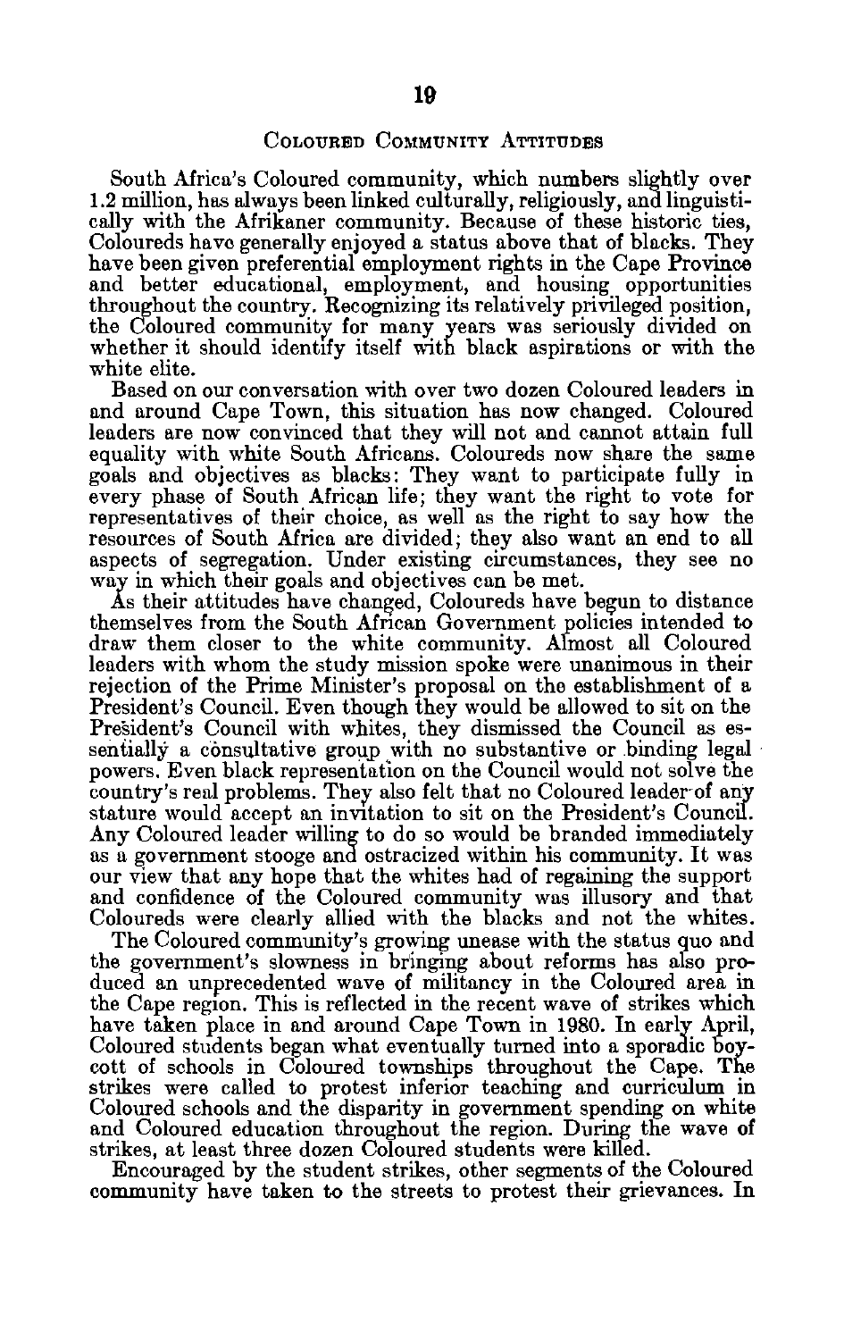### Coloured Community Attitudes

South Africa's Coloured community, which numbers slightly over 1.2 million, has always been linked culturally, religiously, and linguistically with the Afrikaner community. Because of these historic ties, Coloureds have generally enjoyed a status above that of blacks. They have been given preferential employment rights in the Cape Province and better educational, employment, and housing opportunities throughout the country. Recognizing its relatively privileged position, the Coloured community for many years was seriously divided on whether it should identify itself with black aspirations or with the white elite.

Based on our conversation with over two dozen Coloured leaders in and around Cape Town, this situation has now changed. Coloured leaders are now convinced that they will not and cannot attain full equality with white South Africans. Coloureds now share the same goals and objectives as blacks: They want to participate fully in every phase of South African life; they want the right to vote for representatives of their choice, as well as the right to say how the resources of South Africa are divided; they also want an end to all aspects of segregation. Under existing circumstances, they see no way in which their goals and objectives can be met.

As their attitudes have changed, Coloureds have begun to distance themselves from the South African Government policies intended to draw them closer to the white community. Almost all Coloured leaders with whom the study mission spoke were unanimous in their rejection of the Prime Minister's proposal on the establishment of a President's Council. Even though they would be allowed to sit on the President's Council with whites, they dismissed the Council as essentially a consultative group with no substantive or binding legal powers. Even black representation on the Council would not solve the country's real problems. They also felt that no Coloured leader of any stature would accept an invitation to sit on the President's Council. Any Coloured leader willing to do so would be branded immediately as a government stooge and ostracized within his community. It was our view that any hope that the whites had of regaining the support and confidence of the Coloured community was illusory and that Coloureds were clearly allied with the blacks and not the whites.

The Coloured community's growing unease with the status quo and the government's slowness in bringing about reforms has also produced an unprecedented wave of militancy in the Coloured area in the Cape region. This is reflected in the recent wave of strikes which have taken place in and around Cape Town in 1980. In early April, Coloured students began what eventually turned into a sporadic boycott of schools in Coloured townships throughout the Cape. The strikes were called to protest inferior teaching and curriculum in Coloured schools and the disparity in government spending on white and Coloured education throughout the region. During the wave of strikes, at least three dozen Coloured students were killed.

Encouraged by the student strikes, other segments of the Coloured community have taken to the streets to protest their grievances. In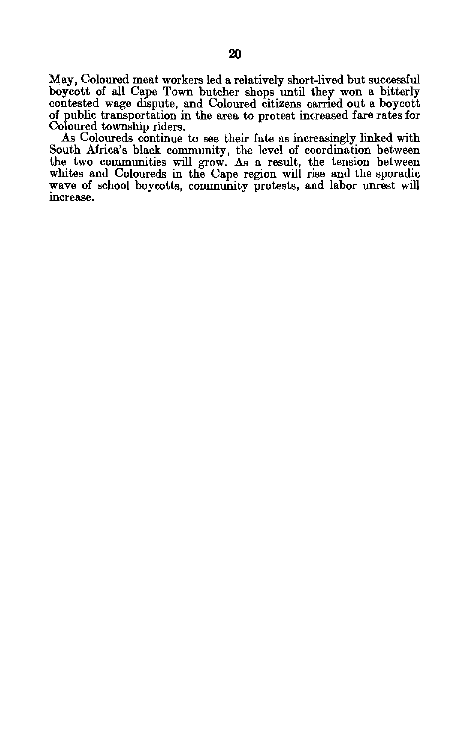May, Coloured meat workers led a relatively short-lived but successful boycott of all Cape Town butcher shops until they won a bitterly contested wage dispute, and Coloured citizens carried out a boycott of public transportation in the area to protest increased fare rates for Coloured township riders.

As Coloureds continue to see their fate as increasingly linked with South Africa's black community, the level of coordination between the two communities will grow. As a result, the tension between whites and Coloureds in the Cape region will rise and the sporadic wave of school boycotts, community protests, and labor unrest will increase.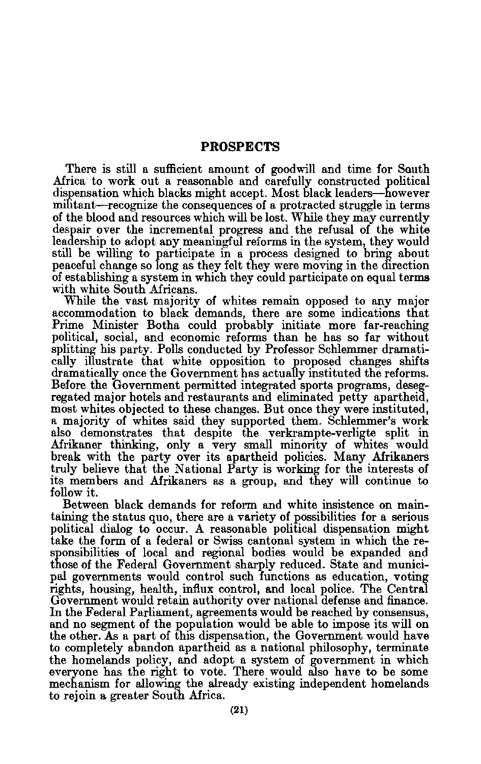## PROSPECTS

There is still a sufficient amount of goodwill and time for South Africa to work out a reasonable and carefully constructed political dispensation which blacks might accept. Most black leaders—however militant—recognize the consequences of a protracted struggle in terms of the blood and resources which will be lost. While they may currently despair over the incremental progress and the refusal of the white leadership to adopt any meaningful reforms in the system, they would still be willing to participate in a process designed to bring about peaceful change so long as they felt they were moving in the direction of establishing a system in which they could participate on equal terms with white South Africans.

While the vast majority of whites remain opposed to any major accommodation to black demands, there are some indications that Prime Minister Botha could probably initiate more far-reaching political, social, and economic reforms than he has so far without splitting his party. Polls conducted by Professor Schlemmer dramatically illustrate that white opposition to proposed changes shifts dramatically once the Government has actually instituted the reforms. Before the Government permitted integrated sports programs, desegregated major hotels and restaurants and eliminated petty apartheid, most whites objected to these changes. But once they were instituted, a majority of whites said they supported them. Schlemmer's work also demonstrates that despite the verkrampte-verligte split in Afrikaner thinking, only a very small minority of whites would break with the party over its apartheid policies. Many Afrikaners truly believe that the National Party is working for the interests of its members and Afrikaners as a group, and they will continue to follow it.

Between black demands for reform and white insistence on maintaining the status quo, there are a variety of possibilities for a serious political dialog to occur. A reasonable political dispensation might take the form of a federal or Swiss cantonal system in which the responsibilities of local and regional bodies would be expanded and those of the Federal Government sharply reduced. State and municipal governments would control such functions as education, voting rights, housing, health, influx control, and local police. The Central Government would retain authority over national defense and finance. In the Federal Parliament, agreements would be reached by consensus, and no segment of the population would be able to impose its will on the other. As a part of this dispensation, the Government would have to completely abandon apartheid as a national philosophy, terminate the homelands policy, and adopt a system of government in which everyone has the right to vote. There would also have to be some mechanism for allowing the already existing independent homelands to rejoin a greater South Africa.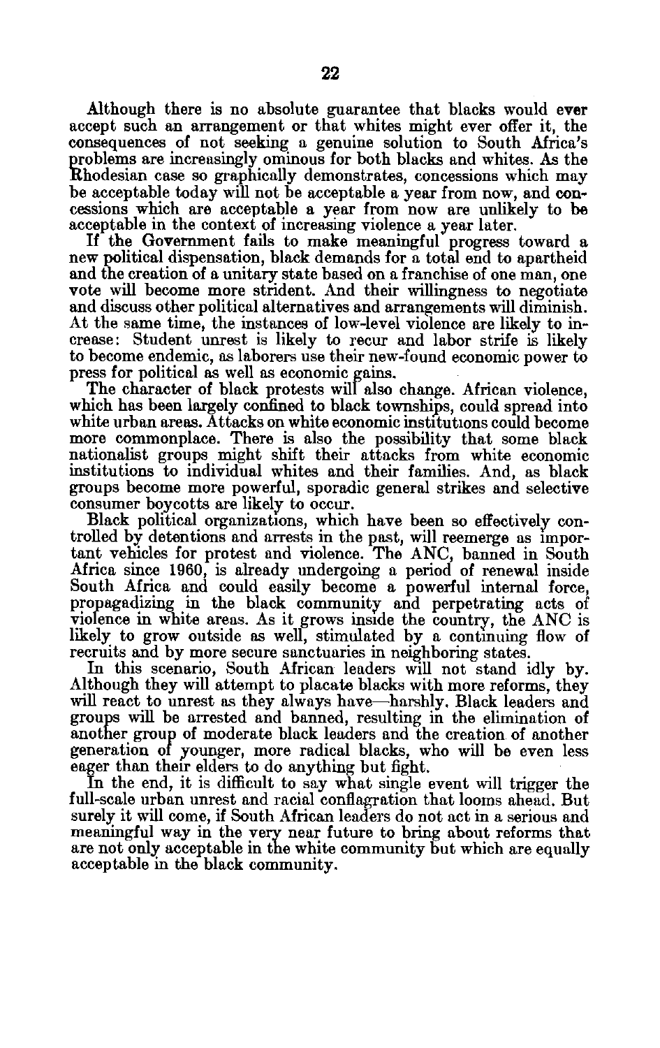Although there is no absolute guarantee that blacks would ever accept such an arrangement or that whites might ever offer it, the consequences of not seeking a genuine solution to South Africa's problems are increasingly ominous for both blacks and whites. As the Rhodesian case so graphically demonstrates, concessions which may be acceptable today will not be acceptable a year from now, and concessions which are acceptable a year from now are unlikely to be acceptable in the context of increasing violence a year later.

If the Government fails to make meaningful progress toward a new political dispensation, black demands for a total end to apartheid and the creation of a unitary state based on a franchise of one man, one vote will become more strident. And their willingness to negotiate and discuss other political alternatives and arrangements will diminish. At the same time, the instances of low-level violence are likely to increase: Student unrest is likely to recur and labor strife is likely to become endemic, as laborers use their new-found economic power to press for political as well as economic gains.

The character of black protests will also change. African violence, which has been largely confined to black townships, could spread into white urban areas. Attacks on white economic institutions could become more commonplace. There is also the possibility that some black nationalist groups might shift their attacks from white economic institutions to individual whites and their families. And, as black groups become more powerful, sporadic general strikes and selective consumer boycotts are likely to occur.

Black political organizations, which have been so effectively controlled by detentions and arrests in the past, will reemerge as important vehicles for protest and violence. The ANC, banned in South Africa since 1960, is already undergoing a period of renewal inside South Africa and could easily become a powerful internal force, propagadizing in the black community and perpetrating acts of violence in white areas. As it grows inside the country, the ANC is likely to grow outside as well, stimulated by a continuing flow of recruits and by more secure sanctuaries in neighboring states.

In this scenario, South African leaders will not stand idly by. Although they will attempt to placate blacks with more reforms, they will react to unrest as they always have—harshly. Black leaders and groups will be arrested and banned, resulting in the elimination of another group of moderate black leaders and the creation of another generation of younger, more radical blacks, who will be even less eager than their elders to do anything but fight.

In the end, it is difficult to say what single event will trigger the full-scale urban unrest and racial conflagration that looms ahead. But surely it will come, if South African leaders do not act in a serious and meaningful way in the very near future to bring about reforms that are not only acceptable in the white community but which are equally acceptable in the black community.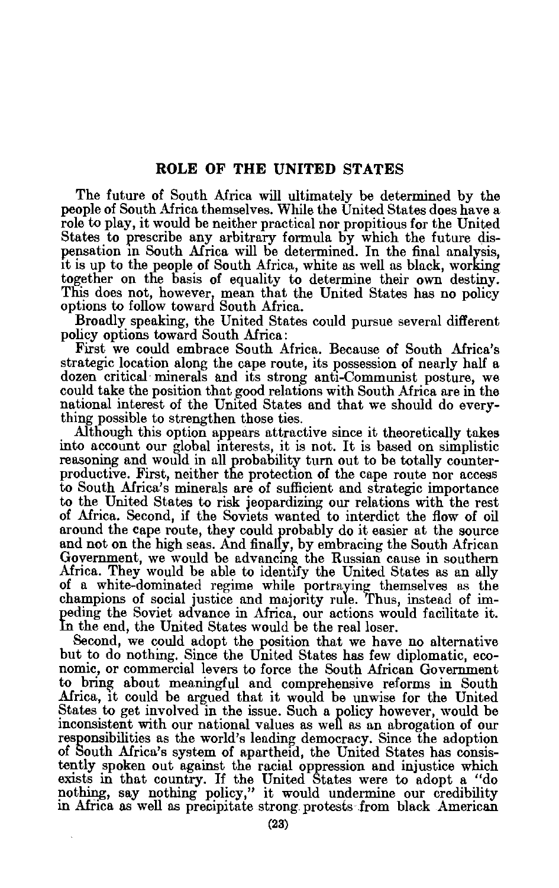## ROLE OF THE UNITED STATES

The future of South Africa will ultimately be determined by the people of South Africa themselves. While the United States does have a role to play, it would be neither practical nor propitious for the United States to prescribe any arbitrary formula by which the future dispensation in South Africa will be determined. In the final analysis, it is up to the people of South Africa, white as well as black, working together on the basis of equality to determine their own destiny. This does not, however, mean that the United States has no policy options to follow toward South Africa.

Broadly speaking, the United States could pursue several different policy options toward South Africa:

First we could embrace South Africa. Because of South Africa's strategic location along the cape route, its possession of nearly half a dozen critical minerals and its strong anti-Communist posture, we could take the position that good relations with South Africa are in the national interest of the United States and that we should do everything possible to strengthen those ties.

Although this option appears attractive since it theoretically takes into account our global interests, it is not. It is based on simplistic reasoning and would in all probability turn out to be totally counterproductive. First, neither the protection of the cape route nor access to South Africa's minerals are of sufficient and strategic importance to the United States to risk jeopardizing our relations with the rest of Africa. Second, if the Soviets wanted to interdict the flow of oil around the cape route, they could probably do it easier at the source and not on the high seas. And finally, by embracing the South African Government, we would be advancing the Russian cause in southern Africa. They would be able to identify the United States as an ally of a white-dominated regime while portraying themselves as the champions of social justice and majority rule. Thus, instead of impeding the Soviet advance in Africa, our actions would facilitate it. In the end, the United States would be the real loser.

Second, we could adopt the position that we have no alternative but to do nothing. Since the United States has few diplomatic, economic, or commercial levers to force the South African Government to bring about meaningful and comprehensive reforms in South Africa, it could be argued that it would be unwise for the United States to get involved in the issue. Such a policy however, would be inconsistent with our national values as well as an abrogation of our responsibilities as the world's leading democracy. Since the adoption of South Africa's system of apartheid, the United States has consistently spoken out against the racial oppression and injustice which exists in that country. If the United States were to adopt a "do nothing, say nothing policy," it would undermine our credibility in Africa as well as precipitate strong protests from black American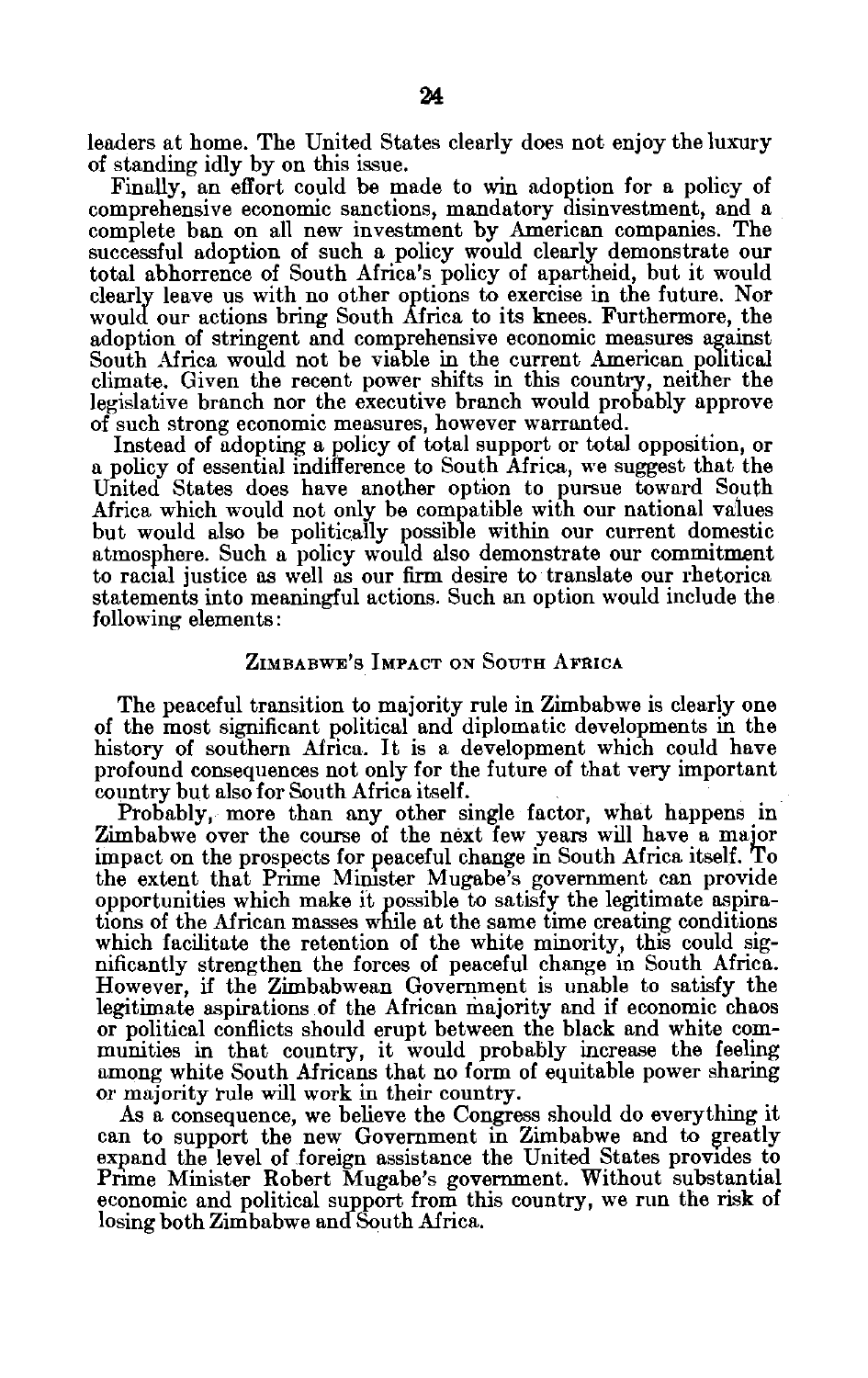leaders at home. The United States clearly does not enjoy the luxury of standing idly by on this issue.

Finally, an effort could be made to win adoption for a policy of comprehensive economic sanctions, mandatory disinvestment, and a complete ban on all new investment by American companies. The successful adoption of such a policy would clearly demonstrate our total abhorrence of South Africa's policy of apartheid, but it would clearly leave us with no other options to exercise in the future. Nor would our actions bring South Africa to its knees. Furthermore, the adoption of stringent and comprehensive economic measures against South Africa would not be viable in the current American political climate. Given the recent power shifts in this country, neither the legislative branch nor the executive branch would probably approve of such strong economic measures, however warranted.

Instead of adopting a policy of total support or total opposition, or a policy of essential indifference to South Africa, we suggest that the United States does have another option to pursue toward South Africa which would not only be compatible with our national values but would also be politically possible within our current domestic atmosphere. Such a policy would also demonstrate our commitment to racial justice as well as our firm desire to translate our rhetorica statements into meaningful actions. Such an option would include the following elements:

## Zimbabwe's Impact on South Africa

The peaceful transition to majority rule in Zimbabwe is clearly one of the most significant political and diplomatic developments in the history of southern Africa. It is a development which could have profound consequences not only for the future of that very important country but also for South Africa itself.

Probably, more than any other single factor, what happens in Zimbabwe over the course of the next few years will have a major impact on the prospects for peaceful change in South Africa itself. To the extent that Prime Minister Mugabe's government can provide opportunities which make it possible to satisfy the legitimate aspirations of the African masses while at the same time creating conditions which facilitate the retention of the white minority, this could significantly strengthen the forces of peaceful change in South Africa. However, if the Zimbabwean Government is unable to satisfy the legitimate aspirations of the African majority and if economic chaos or political conflicts should erupt between the black and white communities in that country, it would probably increase the feeling among white South Africans that no form of equitable power sharing or majority rule will work in their country.

As a consequence, we believe the Congress should do everything it can to support the new Government in Zimbabwe and to greatly expand the level of foreign assistance the United States provides to Prime Minister Robert Mugabe's government. Without substantial economic and political support from this country, we run the risk of losing both Zimbabwe and South Africa.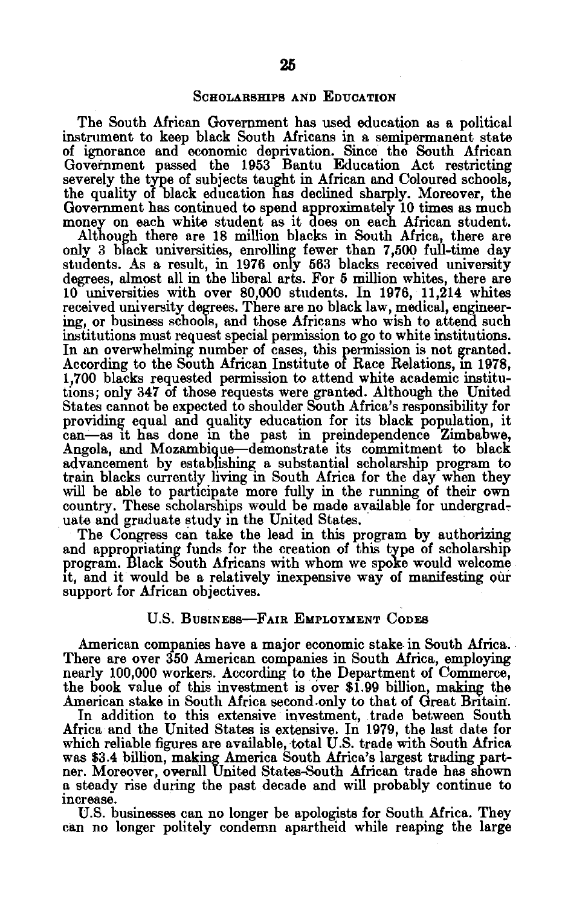## Scholarships and Education

The South African Government has used education as a political instrument to keep black South Africans in a semipermanent state of ignorance and economic deprivation. Since the South African Government passed the 1953 Bantu Education Act restricting severely the type of subjects taught in African and Coloured schools, the quality of black education has declined sharply. Moreover, the Government has continued to spend approximately 10 times as much money on each white student as it does on each African student.

Although there are 18 million blacks in South Africa, there are only 3 black universities, enrolling fewer than 7,500 full-time day students. As a result, in 1976 only 563 blacks received university degrees, almost all in the liberal arts. For 5 million whites, there are 10 universities with over 80,000 students. In 1976, 11,214 whites received university degrees. There are no black law, medical, engineering, or business schools, and those Africans who wish to attend such institutions must request special permission to go to white institutions. In an overwhelming number of cases, this permission is not granted. According to the South African Institute of Race Relations, in 1978, 1,700 blacks requested permission to attend white academic institutions; only 347 of those requests were granted. Although the United States cannot be expected to shoulder South Africa's responsibility for providing equal and quality education for its black population, it can—as it has done in the past in preindependence Zimbabwe, Angola, and Mozambique—demonstrate its commitment to black advancement by establishing a substantial scholarship program to train blacks currently living in South Africa for the day when they will be able to participate more fully in the running of their own country. These scholarships would be made available for undergraduate and graduate study in the United States.

The Congress can take the lead in this program by authorizing and appropriating funds for the creation of this type of scholarship program. Black South Africans with whom we spoke would welcome it, and it would be a relatively inexpensive way of manifesting our support for African objectives.

## U.S. Business—Fair Employment Codes

American companies have a major economic stake in South Africa. There are over 350 American companies in South Africa, employing nearly 100,000 workers. According to the Department of Commerce, the book value of this investment is over \$1.99 billion, making the American stake in South Africa second only to that of Great Britain.

In addition to this extensive investment, trade between South Africa and the United States is extensive. In 1979, the last date for which reliable figures are available, total U.S. trade with South Africa was \$3.4 billion, making America South Africa's largest trading partner. Moreover, overall United States-South African trade has shown a steady rise during the past decade and will probably continue to increase.

U.S. businesses can no longer be apologists for South Africa. They can no longer politely condemn apartheid while reaping the large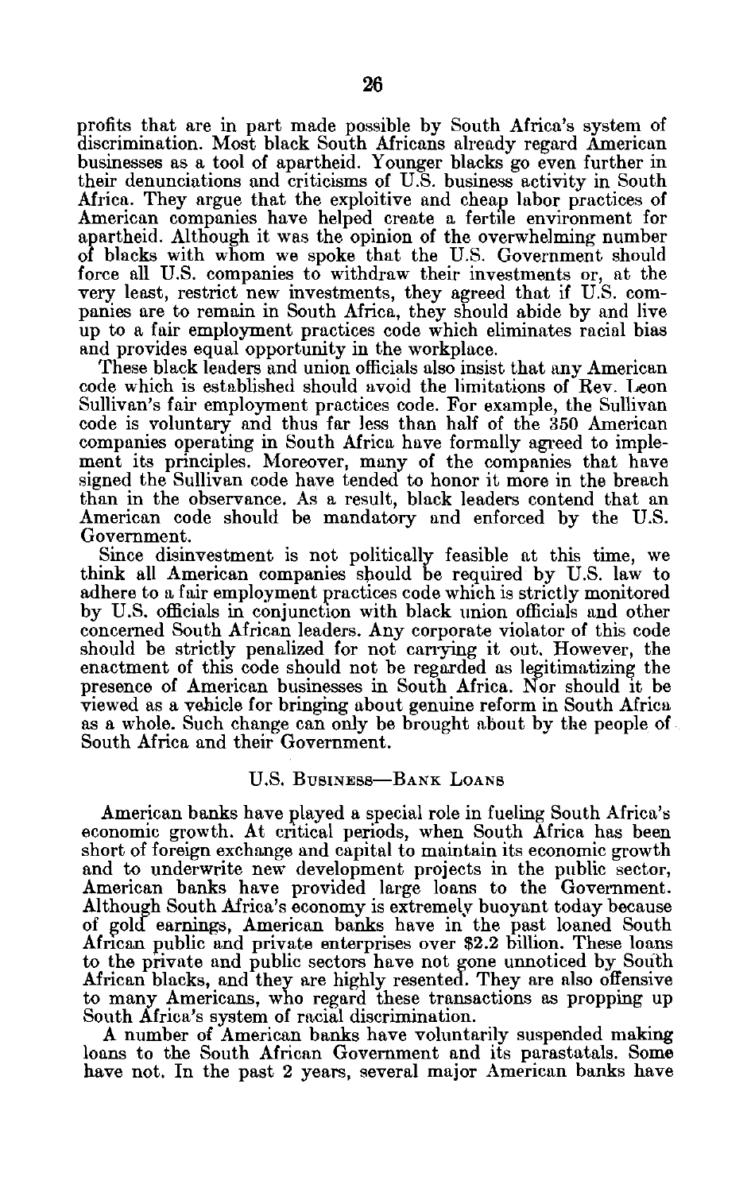profits that are in part made possible by South Africa's system of discrimination. Most black South Africans already regard American businesses as a tool of apartheid. Younger blacks go even further in their denunciations and criticisms of U.S. business activity in South Africa. They argue that the exploitive and cheap labor practices of American companies have helped create a fertile environment for apartheid. Although it was the opinion of the overwhelming number of blacks with whom we spoke that the U.S. Government should force all U.S. companies to withdraw their investments or, at the very least, restrict new investments, they agreed that if U.S. companies are to remain in South Africa, they should abide by and live up to a fair employment practices code which eliminates racial bias and provides equal opportunity in the workplace.

These black leaders and union officials also insist that any American code which is established should avoid the limitations of Rev. Leon Sullivan's fair employment practices code. For example, the Sullivan code is voluntary and thus far less than half of the 350 American companies operating in South Africa have formally agreed to implement its principles. Moreover, many of the companies that have signed the Sullivan code have tended to honor it more in the breach than in the observance. As a result, black leaders contend that an American code should be mandatory and enforced by the U.S. Government.

Since disinvestment is not politically feasible at this time, we think all American companies should be required by U.S. law to adhere to a fair employment practices code which is strictly monitored by U.S. officials in conjunction with black union officials and other concerned South African leaders. Any corporate violator of this code should be strictly penalized for not carrying it out. However, the enactment of this code should not be regarded as legitimatizing the presence of American businesses in South Africa. Nor should it be viewed as a vehicle for bringing about genuine reform in South Africa as a whole. Such change can only be brought about by the people of South Africa and their Government.

## U.S. Business—Bank Loans

American banks have played a special role in fueling South Africa's economic growth. At critical periods, when South Africa has been short of foreign exchange and capital to maintain its economic growth and to underwrite new development projects in the public sector, American banks have provided large loans to the Government. Although South Africa's economy is extremely buoyant today because of gold earnings, American banks have in the past loaned South African public and private enterprises over $2.2 billion. These loans to the private and public sectors have not gone unnoticed by South African blacks, and they are highly resented. They are also offensive to many Americans, who regard these transactions as propping up South Africa's system of racial discrimination.

A number of American banks have voluntarily suspended making loans to the South African Government and its parastatals. Some have not. In the past 2 years, several major American banks have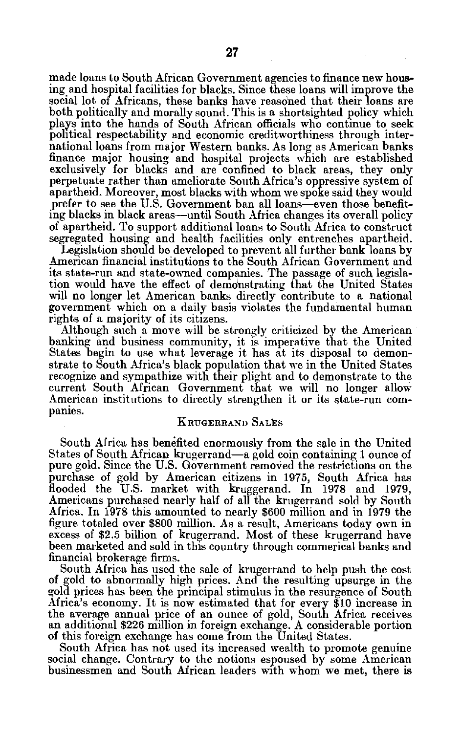made loans to South African Government agencies to finance new housing and hospital facilities for blacks. Since these loans will improve the social lot of Africans, these banks have reasoned that their loans are both politically and morally sound. This is a shortsighted policy which plays into the hands of South African officials who continue to seek political respectability and economic creditworthiness through international loans from major Western banks. As long as American banks finance major housing and hospital projects which are established exclusively for blacks and are confined to black areas, they only perpetuate rather than ameliorate South Africa's oppressive system of apartheid. Moreover, most blacks with whom we spoke said they would prefer to see the U.S. Government ban all loans—even those benefiting blacks in black areas—until South Africa changes its overall policy of apartheid. To support additional loans to South Africa to construct segregated housing and health facilities only entrenches apartheid.

Legislation should be developed to prevent all further bank loans by American financial institutions to the South African Government and its state-run and state-owned companies. The passage of such legislation would have the effect of demonstrating that the United States will no longer let American banks directly contribute to a national government which on a daily basis violates the fundamental human rights of a majority of its citizens.

Although such a move will be strongly criticized by the American banking and business community, it is imperative that the United States begin to use what leverage it has at its disposal to demonstrate to South Africa's black population that we in the United States recognize and sympathize with their plight and to demonstrate to the current South African Government that we will no longer allow American institutions to directly strengthen it or its state-run companies.

## Krugerrand Sales

South Africa has benefited enormously from the sale in the United States of South African krugerrand—a gold coin containing 1 ounce of pure gold. Since the U.S. Government removed the restrictions on the purchase of gold by American citizens in 1975, South Africa has flooded the U.S. market with kruggerand. In 1978 and 1979, Americans purchased nearly half of all the krugerrand sold by South Africa. In 1978 this amounted to nearly $600 million and in 1979 the figure totaled over $800 million. As a result, Americans today own in excess of $2.5 billion of krugerrand. Most of these krugerrand have been marketed and sold in this country through commerical banks and financial brokerage firms.

South Africa has used the sale of krugerrand to help push the cost of gold to abnormally high prices. And the resulting upsurge in the gold prices has been the principal stimulus in the resurgence of South Africa's economy. It is now estimated that for every $10 increase in the average annual price of an ounce of gold, South Africa receives an additional $226 million in foreign exchange. A considerable portion of this foreign exchange has come from the United States.

South Africa has not used its increased wealth to promote genuine social change. Contrary to the notions espoused by some American businessmen and South African leaders with whom we met, there is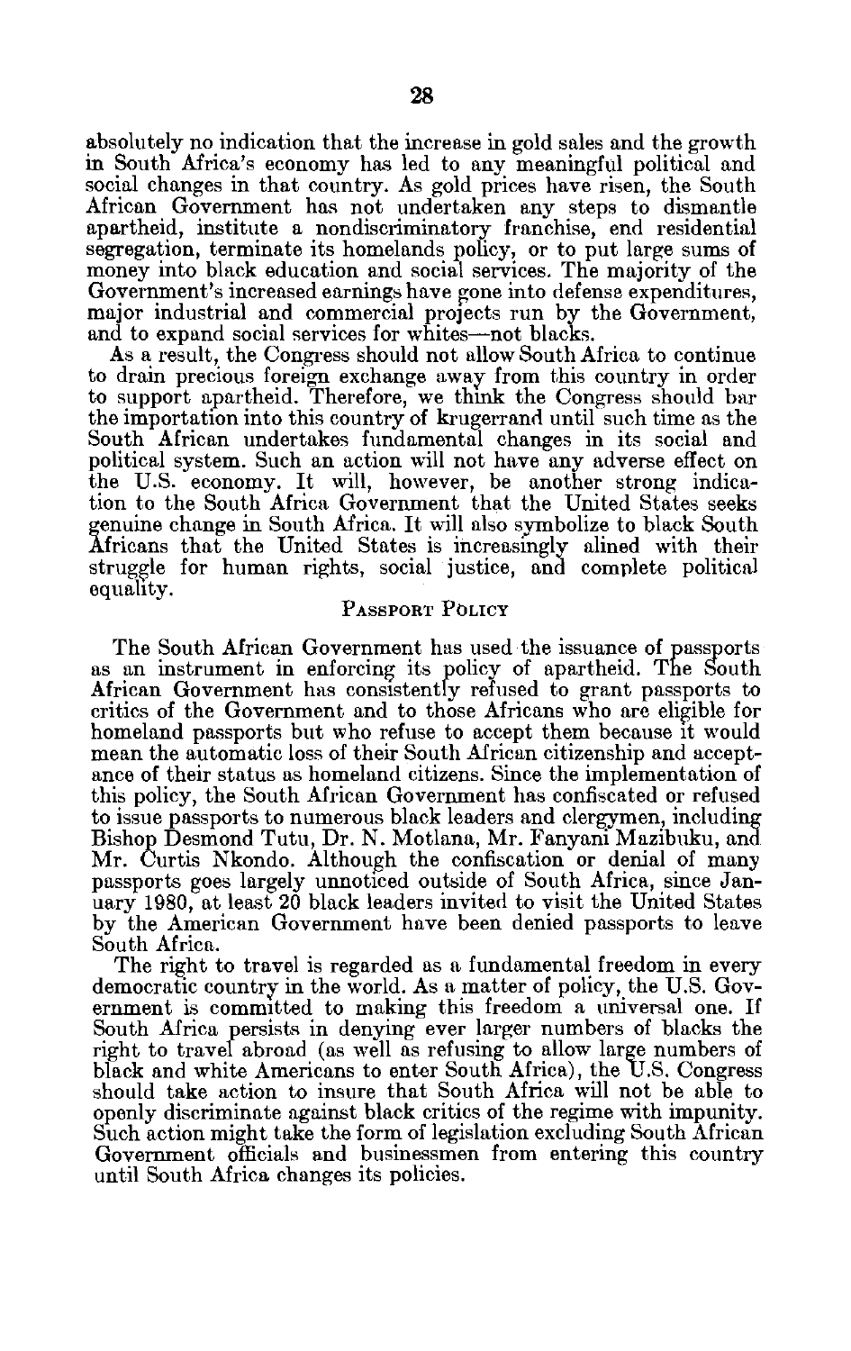absolutely no indication that the increase in gold sales and the growth in South Africa's economy has led to any meaningful political and social changes in that country. As gold prices have risen, the South African Government has not undertaken any steps to dismantle apartheid, institute a nondiscriminatory franchise, end residential segregation, terminate its homelands policy, or to put large sums of money into black education and social services. The majority of the Government's increased earnings have gone into defense expenditures, major industrial and commercial projects run by the Government, and to expand social services for whites—not blacks.

As a result, the Congress should not allow South Africa to continue to drain precious foreign exchange away from this country in order to support apartheid. Therefore, we think the Congress should bar the importation into this country of krugerrand until such time as the South African undertakes fundamental changes in its social and political system. Such an action will not have any adverse effect on the U.S. economy. It will, however, be another strong indication to the South Africa Government that the United States seeks genuine change in South Africa. It will also symbolize to black South Africans that the United States is increasingly alined with their struggle for human rights, social justice, and complete political equality.

## PASSPORT POLICY

The South African Government has used the issuance of passports as an instrument in enforcing its policy of apartheid. The South African Government has consistently refused to grant passports to critics of the Government and to those Africans who are eligible for homeland passports but who refuse to accept them because it would mean the automatic loss of their South African citizenship and acceptance of their status as homeland citizens. Since the implementation of this policy, the South African Government has confiscated or refused to issue passports to numerous black leaders and clergymen, including Bishop Desmond Tutu, Dr. N. Motlana, Mr. Fanyani Mazibuku, and Mr. Curtis Nkondo. Although the confiscation or denial of many passports goes largely unnoticed outside of South Africa, since January 1980, at least 20 black leaders invited to visit the United States by the American Government have been denied passports to leave South Africa.

The right to travel is regarded as a fundamental freedom in every democratic country in the world. As a matter of policy, the U.S. Government is committed to making this freedom a universal one. If South Africa persists in denying ever larger numbers of blacks the right to travel abroad (as well as refusing to allow large numbers of black and white Americans to enter South Africa), the U.S. Congress should take action to insure that South Africa will not be able to openly discriminate against black critics of the regime with impunity. Such action might take the form of legislation excluding South African Government officials and businessmen from entering this country until South Africa changes its policies.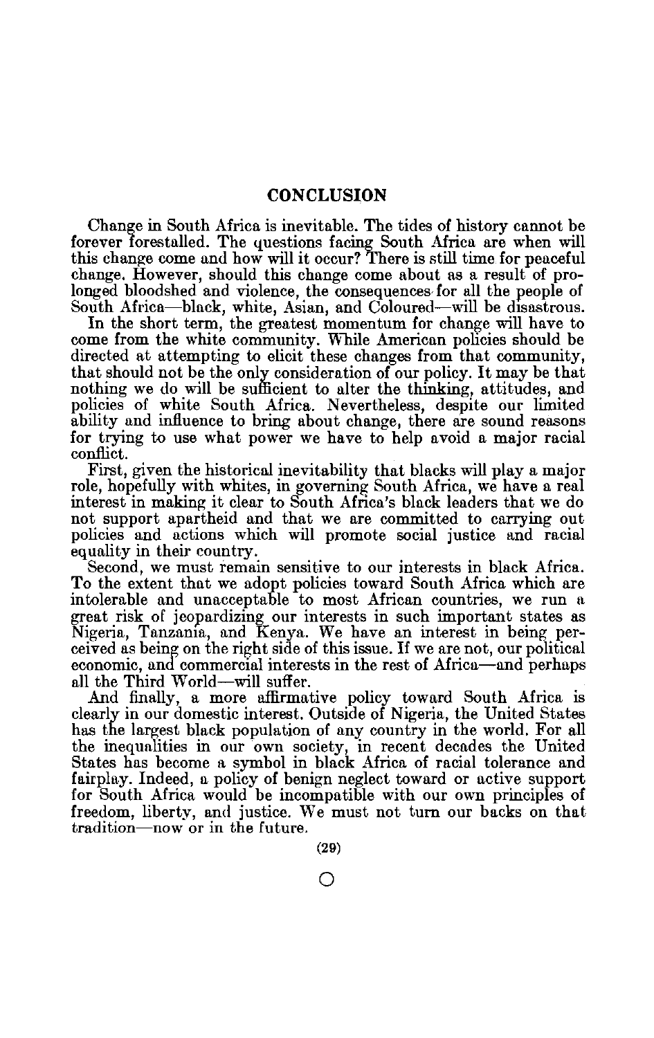## CONCLUSION

Change in South Africa is inevitable. The tides of history cannot be forever forestalled. The questions facing South Africa are when will this change come and how will it occur? There is still time for peaceful change. However, should this change come about as a result of prolonged bloodshed and violence, the consequences for all the people of South Africa—black, white, Asian, and Coloured—will be disastrous.

In the short term, the greatest momentum for change will have to come from the white community. While American policies should be directed at attempting to elicit these changes from that community, that should not be the only consideration of our policy. It may be that nothing we do will be sufficient to alter the thinking, attitudes, and policies of white South Africa. Nevertheless, despite our limited ability and influence to bring about change, there are sound reasons for trying to use what power we have to help avoid a major racial conflict.

First, given the historical inevitability that blacks will play a major role, hopefully with whites, in governing South Africa, we have a real interest in making it clear to South Africa's black leaders that we do not support apartheid and that we are committed to carrying out policies and actions which will promote social justice and racial equality in their country.

Second, we must remain sensitive to our interests in black Africa. To the extent that we adopt policies toward South Africa which are intolerable and unacceptable to most African countries, we run a great risk of jeopardizing our interests in such important states as Nigeria, Tanzania, and Kenya. We have an interest in being perceived as being on the right side of this issue. If we are not, our political economic, and commercial interests in the rest of Africa—and perhaps all the Third World—will suffer.

And finally, a more affirmative policy toward South Africa is clearly in our domestic interest. Outside of Nigeria, the United States has the largest black population of any country in the world. For all the inequalities in our own society, in recent decades the United States has become a symbol in black Africa of racial tolerance and fairplay. Indeed, a policy of benign neglect toward or active support for South Africa would be incompatible with our own principles of freedom, liberty, and justice. We must not turn our backs on that tradition—now or in the future.